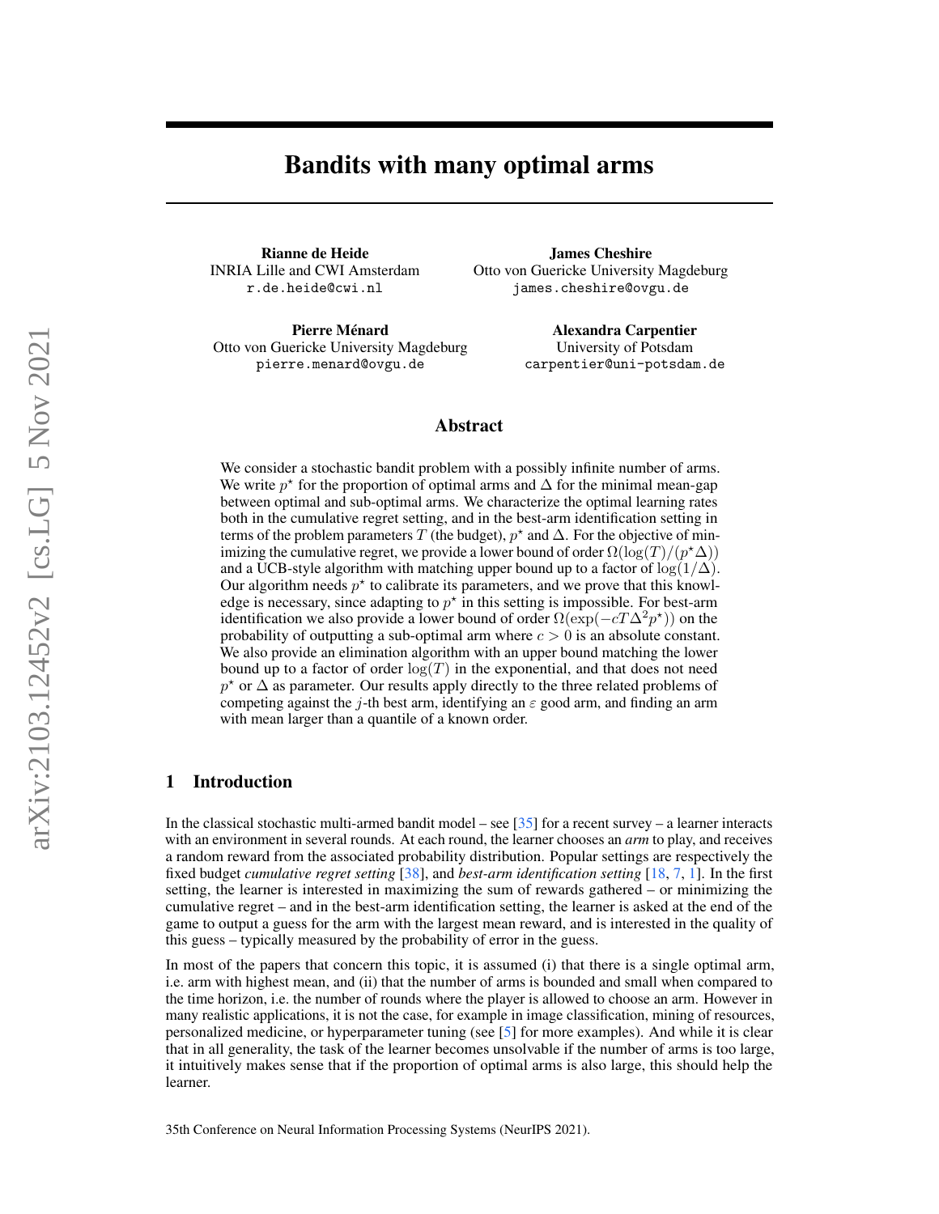# Bandits with many optimal arms

**Rianne de Heide**
INRIA Lille and CWI Amsterdam
r.de.heide@cwi.nl

**James Cheshire**
Otto von Guericke University Magdeburg
james.cheshire@ovgu.de

**Pierre Ménard**
Otto von Guericke University Magdeburg
pierre.menard@ovgu.de

**Alexandra Carpentier**
University of Potsdam
carpentier@uni-potsdam.de

## Abstract

We consider a stochastic bandit problem with a possibly infinite number of arms. We write $p^\star$ for the proportion of optimal arms and $\Delta$ for the minimal mean-gap between optimal and sub-optimal arms. We characterize the optimal learning rates both in the cumulative regret setting, and in the best-arm identification setting in terms of the problem parameters $T$ (the budget), $p^\star$ and $\Delta$. For the objective of minimizing the cumulative regret, we provide a lower bound of order $\Omega(\log(T)/(p^\star\Delta))$ and a UCB-style algorithm with matching upper bound up to a factor of $\log(1/\Delta)$. Our algorithm needs $p^\star$ to calibrate its parameters, and we prove that this knowledge is necessary, since adapting to $p^\star$ in this setting is impossible. For best-arm identification we also provide a lower bound of order $\Omega(\exp(-cT\Delta^2 p^\star))$ on the probability of outputting a sub-optimal arm where $c > 0$ is an absolute constant. We also provide an elimination algorithm with an upper bound matching the lower bound up to a factor of order $\log(T)$ in the exponential, and that does not need $p^\star$ or $\Delta$ as parameter. Our results apply directly to the three related problems of competing against the $j$-th best arm, identifying an $\varepsilon$ good arm, and finding an arm with mean larger than a quantile of a known order.

## 1 Introduction

In the classical stochastic multi-armed bandit model – see [35] for a recent survey – a learner interacts with an environment in several rounds. At each round, the learner chooses an *arm* to play, and receives a random reward from the associated probability distribution. Popular settings are respectively the fixed budget *cumulative regret setting* [38], and *best-arm identification setting* [18, 7, 1]. In the first setting, the learner is interested in maximizing the sum of rewards gathered – or minimizing the cumulative regret – and in the best-arm identification setting, the learner is asked at the end of the game to output a guess for the arm with the largest mean reward, and is interested in the quality of this guess – typically measured by the probability of error in the guess.

In most of the papers that concern this topic, it is assumed (i) that there is a single optimal arm, i.e. arm with highest mean, and (ii) that the number of arms is bounded and small when compared to the time horizon, i.e. the number of rounds where the player is allowed to choose an arm. However in many realistic applications, it is not the case, for example in image classification, mining of resources, personalized medicine, or hyperparameter tuning (see [5] for more examples). And while it is clear that in all generality, the task of the learner becomes unsolvable if the number of arms is too large, it intuitively makes sense that if the proportion of optimal arms is also large, this should help the learner.

35th Conference on Neural Information Processing Systems (NeurIPS 2021).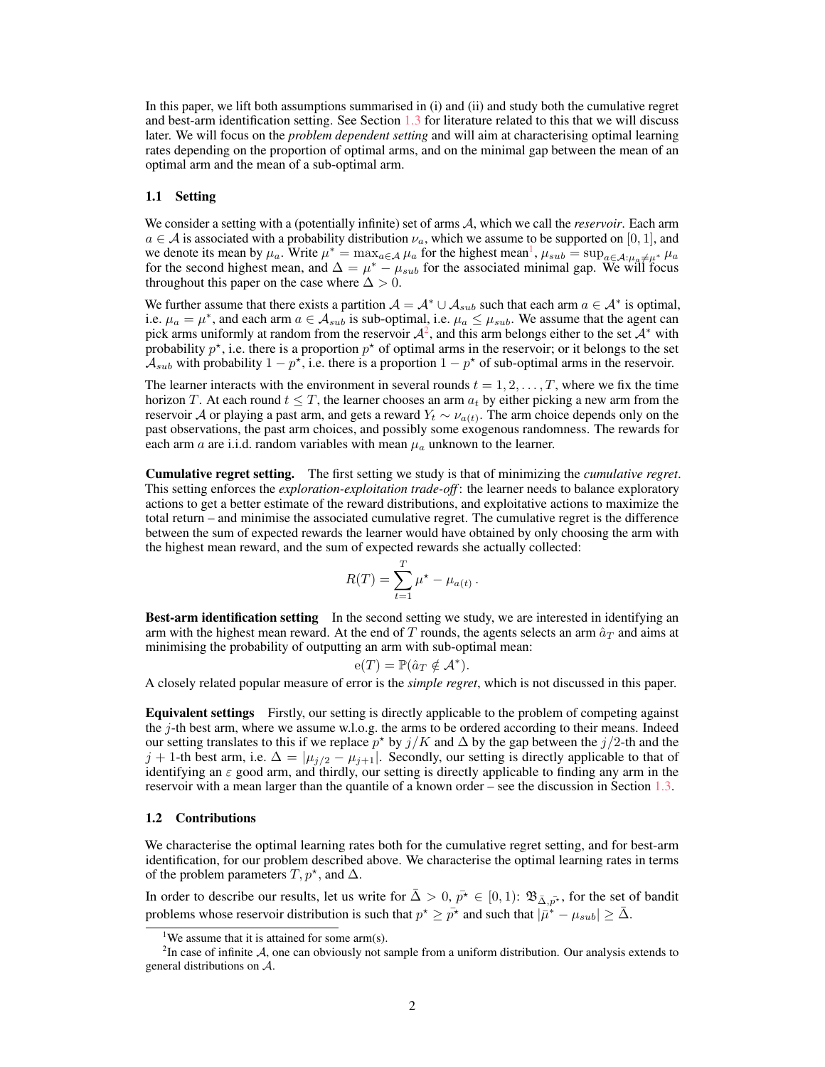In this paper, we lift both assumptions summarised in (i) and (ii) and study both the cumulative regret and best-arm identification setting. See Section 1.3 for literature related to this that we will discuss later. We will focus on the *problem dependent setting* and will aim at characterising optimal learning rates depending on the proportion of optimal arms, and on the minimal gap between the mean of an optimal arm and the mean of a sub-optimal arm.

### 1.1 Setting

We consider a setting with a (potentially infinite) set of arms $\mathcal{A}$, which we call the *reservoir*. Each arm $a \in \mathcal{A}$ is associated with a probability distribution $\nu_a$, which we assume to be supported on $[0, 1]$, and we denote its mean by $\mu_a$. Write $\mu^* = \max_{a\in\mathcal{A}} \mu_a$ for the highest mean[1], $\mu_{sub} = \sup_{a\in\mathcal{A}:\mu_a\neq\mu^*} \mu_a$ for the second highest mean, and $\Delta = \mu^* - \mu_{sub}$ for the associated minimal gap. We will focus throughout this paper on the case where $\Delta > 0$.

We further assume that there exists a partition $\mathcal{A} = \mathcal{A}^* \cup \mathcal{A}_{sub}$ such that each arm $a \in \mathcal{A}^*$ is optimal, i.e. $\mu_a = \mu^*$, and each arm $a \in \mathcal{A}_{sub}$ is sub-optimal, i.e. $\mu_a \leq \mu_{sub}$. We assume that the agent can pick arms uniformly at random from the reservoir $\mathcal{A}$[2], and this arm belongs either to the set $\mathcal{A}^*$ with probability $p^\star$, i.e. there is a proportion $p^\star$ of optimal arms in the reservoir; or it belongs to the set $\mathcal{A}_{sub}$ with probability $1 - p^\star$, i.e. there is a proportion $1 - p^\star$ of sub-optimal arms in the reservoir.

The learner interacts with the environment in several rounds $t = 1, 2, \ldots, T$, where we fix the time horizon $T$. At each round $t \leq T$, the learner chooses an arm $a_t$ by either picking a new arm from the reservoir $\mathcal{A}$ or playing a past arm, and gets a reward $Y_t \sim \nu_{a(t)}$. The arm choice depends only on the past observations, the past arm choices, and possibly some exogenous randomness. The rewards for each arm $a$ are i.i.d. random variables with mean $\mu_a$ unknown to the learner.

**Cumulative regret setting.** The first setting we study is that of minimizing the *cumulative regret*. This setting enforces the *exploration-exploitation trade-off*: the learner needs to balance exploratory actions to get a better estimate of the reward distributions, and exploitative actions to maximize the total return – and minimise the associated cumulative regret. The cumulative regret is the difference between the sum of expected rewards the learner would have obtained by only choosing the arm with the highest mean reward, and the sum of expected rewards she actually collected:

$$R(T) = \sum_{t=1}^{T} \mu^\star - \mu_{a(t)} .$$

**Best-arm identification setting** In the second setting we study, we are interested in identifying an arm with the highest mean reward. At the end of $T$ rounds, the agents selects an arm $\hat{a}_T$ and aims at minimising the probability of outputting an arm with sub-optimal mean:

$$\mathrm{e}(T) = \mathbb{P}(\hat{a}_T \notin \mathcal{A}^*).$$

A closely related popular measure of error is the *simple regret*, which is not discussed in this paper.

**Equivalent settings** Firstly, our setting is directly applicable to the problem of competing against the $j$-th best arm, where we assume w.l.o.g. the arms to be ordered according to their means. Indeed our setting translates to this if we replace $p^\star$ by $j/K$ and $\Delta$ by the gap between the $j/2$-th and the $j+1$-th best arm, i.e. $\Delta = |\mu_{j/2} - \mu_{j+1}|$. Secondly, our setting is directly applicable to that of identifying an $\varepsilon$ good arm, and thirdly, our setting is directly applicable to finding any arm in the reservoir with a mean larger than the quantile of a known order – see the discussion in Section 1.3.

### 1.2 Contributions

We characterise the optimal learning rates both for the cumulative regret setting, and for best-arm identification, for our problem described above. We characterise the optimal learning rates in terms of the problem parameters $T, p^\star$, and $\Delta$.

In order to describe our results, let us write for $\bar{\Delta} > 0$, $\bar{p^\star} \in [0, 1)$: $\mathfrak{B}_{\bar{\Delta},\bar{p^\star}}$, for the set of bandit problems whose reservoir distribution is such that $p^\star \geq \bar{p^\star}$ and such that $|\bar{\mu}^* - \mu_{sub}| \geq \bar{\Delta}$.

[1] We assume that it is attained for some arm(s).

[2] In case of infinite $\mathcal{A}$, one can obviously not sample from a uniform distribution. Our analysis extends to general distributions on $\mathcal{A}$.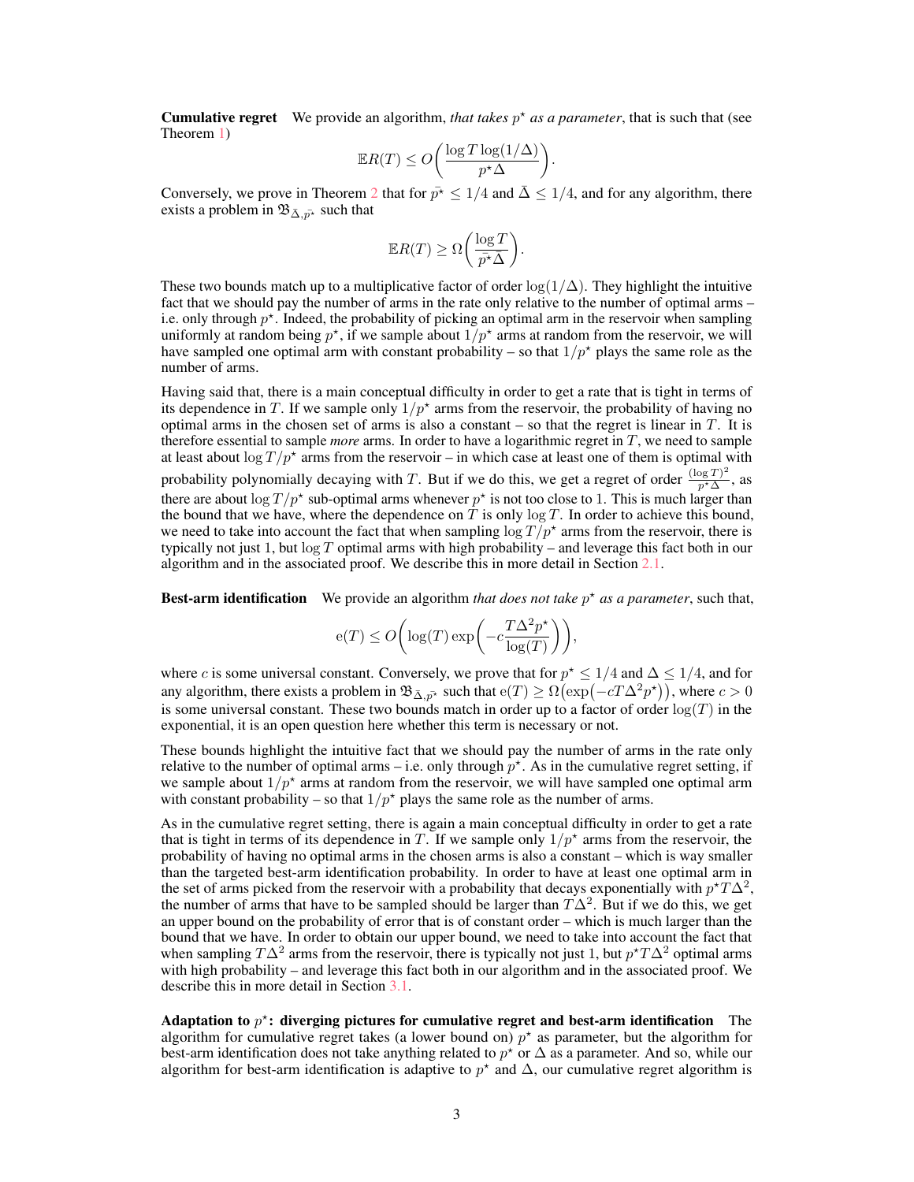**Cumulative regret** We provide an algorithm, *that takes $p^\star$ as a parameter*, that is such that (see Theorem 1)

$$\mathbb{E}R(T) \leq O\bigg(\frac{\log T \log(1/\Delta)}{p^\star \Delta}\bigg).$$

Conversely, we prove in Theorem 2 that for $\bar{p^\star} \leq 1/4$ and $\bar{\Delta} \leq 1/4$, and for any algorithm, there exists a problem in $\mathfrak{B}_{\bar{\Delta}, \bar{p^\star}}$ such that

$$\mathbb{E}R(T) \geq \Omega\bigg(\frac{\log T}{\bar{p^\star}\bar{\Delta}}\bigg).$$

These two bounds match up to a multiplicative factor of order $\log(1/\Delta)$. They highlight the intuitive fact that we should pay the number of arms in the rate only relative to the number of optimal arms – i.e. only through $p^\star$. Indeed, the probability of picking an optimal arm in the reservoir when sampling uniformly at random being $p^\star$, if we sample about $1/p^\star$ arms at random from the reservoir, we will have sampled one optimal arm with constant probability – so that $1/p^\star$ plays the same role as the number of arms.

Having said that, there is a main conceptual difficulty in order to get a rate that is tight in terms of its dependence in $T$. If we sample only $1/p^\star$ arms from the reservoir, the probability of having no optimal arms in the chosen set of arms is also a constant – so that the regret is linear in $T$. It is therefore essential to sample *more* arms. In order to have a logarithmic regret in $T$, we need to sample at least about $\log T/p^\star$ arms from the reservoir – in which case at least one of them is optimal with probability polynomially decaying with $T$. But if we do this, we get a regret of order $\frac{(\log T)^2}{p^\star \Delta}$, as there are about $\log T/p^\star$ sub-optimal arms whenever $p^\star$ is not too close to 1. This is much larger than the bound that we have, where the dependence on $T$ is only $\log T$. In order to achieve this bound, we need to take into account the fact that when sampling $\log T/p^\star$ arms from the reservoir, there is typically not just 1, but $\log T$ optimal arms with high probability – and leverage this fact both in our algorithm and in the associated proof. We describe this in more detail in Section 2.1.

**Best-arm identification** We provide an algorithm *that does not take $p^\star$ as a parameter*, such that,

$$\mathrm{e}(T) \leq O\bigg(\log(T)\exp\bigg(-c\frac{T\Delta^2 p^\star}{\log(T)}\bigg)\bigg),$$

where $c$ is some universal constant. Conversely, we prove that for $p^\star \leq 1/4$ and $\Delta \leq 1/4$, and for any algorithm, there exists a problem in $\mathfrak{B}_{\bar{\Delta}, \bar{p^\star}}$ such that $\mathrm{e}(T) \geq \Omega\big(\exp\big(-cT\Delta^2 p^\star\big)\big)$, where $c > 0$ is some universal constant. These two bounds match in order up to a factor of order $\log(T)$ in the exponential, it is an open question here whether this term is necessary or not.

These bounds highlight the intuitive fact that we should pay the number of arms in the rate only relative to the number of optimal arms – i.e. only through $p^\star$. As in the cumulative regret setting, if we sample about $1/p^\star$ arms at random from the reservoir, we will have sampled one optimal arm with constant probability – so that $1/p^\star$ plays the same role as the number of arms.

As in the cumulative regret setting, there is again a main conceptual difficulty in order to get a rate that is tight in terms of its dependence in $T$. If we sample only $1/p^\star$ arms from the reservoir, the probability of having no optimal arms in the chosen arms is also a constant – which is way smaller than the targeted best-arm identification probability. In order to have at least one optimal arm in the set of arms picked from the reservoir with a probability that decays exponentially with $p^\star T\Delta^2$, the number of arms that have to be sampled should be larger than $T\Delta^2$. But if we do this, we get an upper bound on the probability of error that is of constant order – which is much larger than the bound that we have. In order to obtain our upper bound, we need to take into account the fact that when sampling $T\Delta^2$ arms from the reservoir, there is typically not just 1, but $p^\star T\Delta^2$ optimal arms with high probability – and leverage this fact both in our algorithm and in the associated proof. We describe this in more detail in Section 3.1.

**Adaptation to $p^\star$: diverging pictures for cumulative regret and best-arm identification** The algorithm for cumulative regret takes (a lower bound on) $p^\star$ as parameter, but the algorithm for best-arm identification does not take anything related to $p^\star$ or $\Delta$ as a parameter. And so, while our algorithm for best-arm identification is adaptive to $p^\star$ and $\Delta$, our cumulative regret algorithm is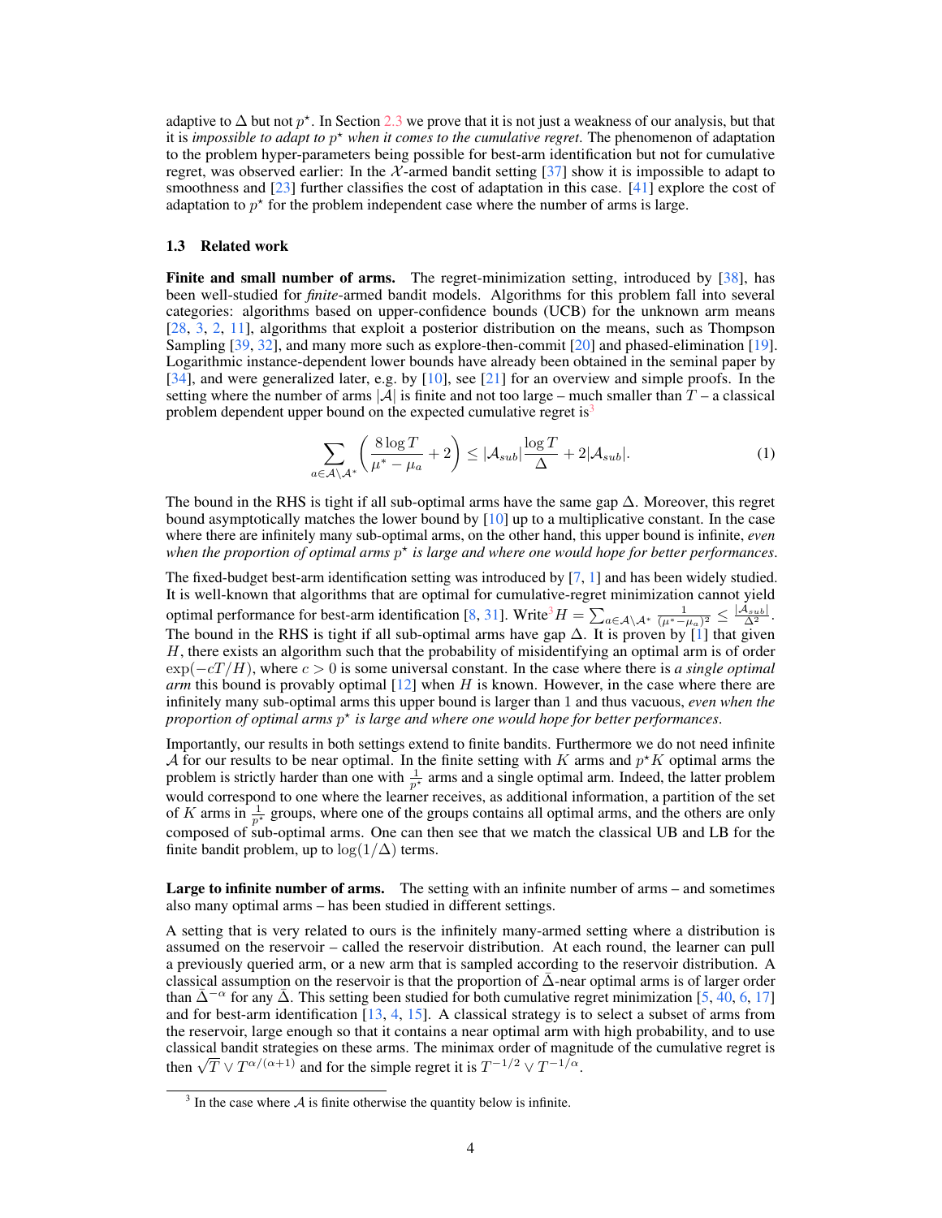adaptive to $\Delta$ but not $p^\star$. In Section 2.3 we prove that it is not just a weakness of our analysis, but that it is *impossible to adapt to $p^\star$ when it comes to the cumulative regret*. The phenomenon of adaptation to the problem hyper-parameters being possible for best-arm identification but not for cumulative regret, was observed earlier: In the $\mathcal{X}$-armed bandit setting [37] show it is impossible to adapt to smoothness and [23] further classifies the cost of adaptation in this case. [41] explore the cost of adaptation to $p^\star$ for the problem independent case where the number of arms is large.

### 1.3 Related work

**Finite and small number of arms.** The regret-minimization setting, introduced by [38], has been well-studied for *finite*-armed bandit models. Algorithms for this problem fall into several categories: algorithms based on upper-confidence bounds (UCB) for the unknown arm means [28, 3, 2, 11], algorithms that exploit a posterior distribution on the means, such as Thompson Sampling [39, 32], and many more such as explore-then-commit [20] and phased-elimination [19]. Logarithmic instance-dependent lower bounds have already been obtained in the seminal paper by [34], and were generalized later, e.g. by [10], see [21] for an overview and simple proofs. In the setting where the number of arms $|\mathcal{A}|$ is finite and not too large – much smaller than $T$ – a classical problem dependent upper bound on the expected cumulative regret is[3]

$$\sum_{a \in \mathcal{A} \setminus \mathcal{A}^*} \left( \frac{8 \log T}{\mu^* - \mu_a} + 2 \right) \leq |\mathcal{A}_{sub}| \frac{\log T}{\Delta} + 2|\mathcal{A}_{sub}|. \tag{1}$$

The bound in the RHS is tight if all sub-optimal arms have the same gap $\Delta$. Moreover, this regret bound asymptotically matches the lower bound by [10] up to a multiplicative constant. In the case where there are infinitely many sub-optimal arms, on the other hand, this upper bound is infinite, *even when the proportion of optimal arms $p^\star$ is large and where one would hope for better performances*.

The fixed-budget best-arm identification setting was introduced by [7, 1] and has been widely studied. It is well-known that algorithms that are optimal for cumulative-regret minimization cannot yield optimal performance for best-arm identification [8, 31]. Write[3] $H = \sum_{a \in \mathcal{A} \setminus \mathcal{A}^*} \frac{1}{(\mu^* - \mu_a)^2} \leq \frac{|\mathcal{A}_{sub}|}{\Delta^2}$. The bound in the RHS is tight if all sub-optimal arms have gap $\Delta$. It is proven by [1] that given $H$, there exists an algorithm such that the probability of misidentifying an optimal arm is of order $\exp(-cT/H)$, where $c > 0$ is some universal constant. In the case where there is *a single optimal arm* this bound is provably optimal [12] when $H$ is known. However, in the case where there are infinitely many sub-optimal arms this upper bound is larger than 1 and thus vacuous, *even when the proportion of optimal arms $p^\star$ is large and where one would hope for better performances*.

Importantly, our results in both settings extend to finite bandits. Furthermore we do not need infinite $\mathcal{A}$ for our results to be near optimal. In the finite setting with $K$ arms and $p^\star K$ optimal arms the problem is strictly harder than one with $\frac{1}{p^\star}$ arms and a single optimal arm. Indeed, the latter problem would correspond to one where the learner receives, as additional information, a partition of the set of $K$ arms in $\frac{1}{p^\star}$ groups, where one of the groups contains all optimal arms, and the others are only composed of sub-optimal arms. One can then see that we match the classical UB and LB for the finite bandit problem, up to $\log(1/\Delta)$ terms.

**Large to infinite number of arms.** The setting with an infinite number of arms – and sometimes also many optimal arms – has been studied in different settings.

A setting that is very related to ours is the infinitely many-armed setting where a distribution is assumed on the reservoir – called the reservoir distribution. At each round, the learner can pull a previously queried arm, or a new arm that is sampled according to the reservoir distribution. A classical assumption on the reservoir is that the proportion of $\bar{\Delta}$-near optimal arms is of larger order than $\bar{\Delta}^{-\alpha}$ for any $\bar{\Delta}$. This setting been studied for both cumulative regret minimization [5, 40, 6, 17] and for best-arm identification [13, 4, 15]. A classical strategy is to select a subset of arms from the reservoir, large enough so that it contains a near optimal arm with high probability, and to use classical bandit strategies on these arms. The minimax order of magnitude of the cumulative regret is then $\sqrt{T} \vee T^{\alpha/(\alpha+1)}$ and for the simple regret it is $T^{-1/2} \vee T^{-1/\alpha}$.

[3] In the case where $\mathcal{A}$ is finite otherwise the quantity below is infinite.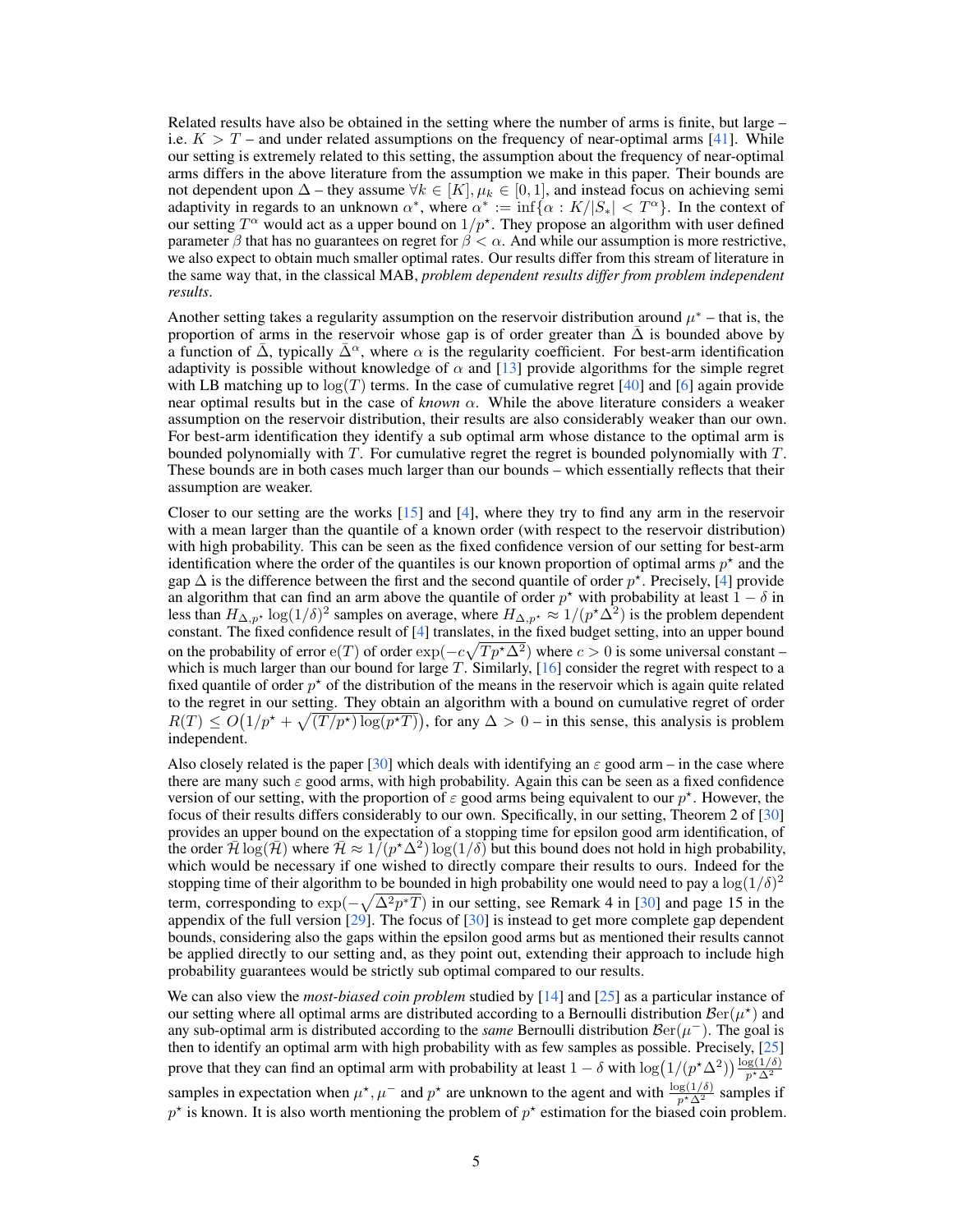Related results have also be obtained in the setting where the number of arms is finite, but large – i.e. $K > T$ – and under related assumptions on the frequency of near-optimal arms [41]. While our setting is extremely related to this setting, the assumption about the frequency of near-optimal arms differs in the above literature from the assumption we make in this paper. Their bounds are not dependent upon $\Delta$ – they assume $\forall k \in [K], \mu_k \in [0, 1]$, and instead focus on achieving semi adaptivity in regards to an unknown $\alpha^*$, where $\alpha^* := \inf\{\alpha : K/|S_*| < T^\alpha\}$. In the context of our setting $T^\alpha$ would act as a upper bound on $1/p^\star$. They propose an algorithm with user defined parameter $\beta$ that has no guarantees on regret for $\beta < \alpha$. And while our assumption is more restrictive, we also expect to obtain much smaller optimal rates. Our results differ from this stream of literature in the same way that, in the classical MAB, *problem dependent results differ from problem independent results*.

Another setting takes a regularity assumption on the reservoir distribution around $\mu^*$ – that is, the proportion of arms in the reservoir whose gap is of order greater than $\bar{\Delta}$ is bounded above by a function of $\bar{\Delta}$, typically $\bar{\Delta}^\alpha$, where $\alpha$ is the regularity coefficient. For best-arm identification adaptivity is possible without knowledge of $\alpha$ and [13] provide algorithms for the simple regret with LB matching up to $\log(T)$ terms. In the case of cumulative regret [40] and [6] again provide near optimal results but in the case of *known* $\alpha$. While the above literature considers a weaker assumption on the reservoir distribution, their results are also considerably weaker than our own. For best-arm identification they identify a sub optimal arm whose distance to the optimal arm is bounded polynomially with $T$. For cumulative regret the regret is bounded polynomially with $T$. These bounds are in both cases much larger than our bounds – which essentially reflects that their assumption are weaker.

Closer to our setting are the works [15] and [4], where they try to find any arm in the reservoir with a mean larger than the quantile of a known order (with respect to the reservoir distribution) with high probability. This can be seen as the fixed confidence version of our setting for best-arm identification where the order of the quantiles is our known proportion of optimal arms $p^\star$ and the gap $\Delta$ is the difference between the first and the second quantile of order $p^\star$. Precisely, [4] provide an algorithm that can find an arm above the quantile of order $p^\star$ with probability at least $1 - \delta$ in less than $H_{\Delta,p^\star} \log(1/\delta)^2$ samples on average, where $H_{\Delta,p^\star} \approx 1/(p^\star \Delta^2)$ is the problem dependent constant. The fixed confidence result of [4] translates, in the fixed budget setting, into an upper bound on the probability of error $\mathrm{e}(T)$ of order $\exp(-c\sqrt{Tp^\star\Delta^2})$ where $c > 0$ is some universal constant – which is much larger than our bound for large $T$. Similarly, [16] consider the regret with respect to a fixed quantile of order $p^\star$ of the distribution of the means in the reservoir which is again quite related to the regret in our setting. They obtain an algorithm with a bound on cumulative regret of order $R(T) \leq O\big(1/p^\star + \sqrt{(T/p^\star)\log(p^\star T)}\big)$, for any $\Delta > 0$ – in this sense, this analysis is problem independent.

Also closely related is the paper [30] which deals with identifying an $\varepsilon$ good arm – in the case where there are many such $\varepsilon$ good arms, with high probability. Again this can be seen as a fixed confidence version of our setting, with the proportion of $\varepsilon$ good arms being equivalent to our $p^\star$. However, the focus of their results differs considerably to our own. Specifically, in our setting, Theorem 2 of [30] provides an upper bound on the expectation of a stopping time for epsilon good arm identification, of the order $\bar{\mathcal{H}} \log(\bar{\mathcal{H}})$ where $\bar{\mathcal{H}} \approx 1/(p^\star\Delta^2)\log(1/\delta)$ but this bound does not hold in high probability, which would be necessary if one wished to directly compare their results to ours. Indeed for the stopping time of their algorithm to be bounded in high probability one would need to pay a $\log(1/\delta)^2$ term, corresponding to $\exp(-\sqrt{\Delta^2 p^* T})$ in our setting, see Remark 4 in [30] and page 15 in the appendix of the full version [29]. The focus of [30] is instead to get more complete gap dependent bounds, considering also the gaps within the epsilon good arms but as mentioned their results cannot be applied directly to our setting and, as they point out, extending their approach to include high probability guarantees would be strictly sub optimal compared to our results.

We can also view the *most-biased coin problem* studied by [14] and [25] as a particular instance of our setting where all optimal arms are distributed according to a Bernoulli distribution $\mathcal{B}\mathrm{er}(\mu^\star)$ and any sub-optimal arm is distributed according to the *same* Bernoulli distribution $\mathcal{B}\mathrm{er}(\mu^-)$. The goal is then to identify an optimal arm with high probability with as few samples as possible. Precisely, [25] prove that they can find an optimal arm with probability at least $1 - \delta$ with $\log\big(1/(p^\star\Delta^2)\big)\frac{\log(1/\delta)}{p^\star\Delta^2}$ samples in expectation when $\mu^\star, \mu^-$ and $p^\star$ are unknown to the agent and with $\frac{\log(1/\delta)}{p^\star\Delta^2}$ samples if $p^\star$ is known. It is also worth mentioning the problem of $p^\star$ estimation for the biased coin problem.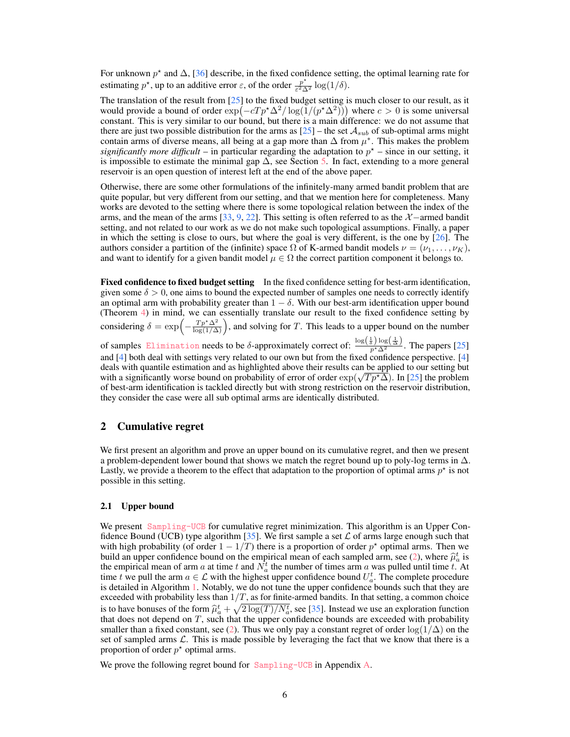For unknown $p^\star$ and $\Delta$, [36] describe, in the fixed confidence setting, the optimal learning rate for estimating $p^\star$, up to an additive error $\varepsilon$, of the order $\frac{p^\star}{\varepsilon^2 \Delta^2} \log(1/\delta)$.

The translation of the result from [25] to the fixed budget setting is much closer to our result, as it would provide a bound of order $\exp\left(-cTp^\star\Delta^2/\log(1/(p^\star\Delta^2))\right)$ where $c > 0$ is some universal constant. This is very similar to our bound, but there is a main difference: we do not assume that there are just two possible distribution for the arms as [25] – the set $\mathcal{A}_{sub}$ of sub-optimal arms might contain arms of diverse means, all being at a gap more than $\Delta$ from $\mu^*$. This makes the problem *significantly more difficult* – in particular regarding the adaptation to $p^\star$ – since in our setting, it is impossible to estimate the minimal gap $\Delta$, see Section 5. In fact, extending to a more general reservoir is an open question of interest left at the end of the above paper.

Otherwise, there are some other formulations of the infinitely-many armed bandit problem that are quite popular, but very different from our setting, and that we mention here for completeness. Many works are devoted to the setting where there is some topological relation between the index of the arms, and the mean of the arms [33, 9, 22]. This setting is often referred to as the $\mathcal{X}-$armed bandit setting, and not related to our work as we do not make such topological assumptions. Finally, a paper in which the setting is close to ours, but where the goal is very different, is the one by [26]. The authors consider a partition of the (infinite) space $\Omega$ of K-armed bandit models $\nu = (\nu_1, \ldots, \nu_K)$, and want to identify for a given bandit model $\mu \in \Omega$ the correct partition component it belongs to.

**Fixed confidence to fixed budget setting** In the fixed confidence setting for best-arm identification, given some $\delta > 0$, one aims to bound the expected number of samples one needs to correctly identify an optimal arm with probability greater than $1 - \delta$. With our best-arm identification upper bound (Theorem 4) in mind, we can essentially translate our result to the fixed confidence setting by considering $\delta = \exp\left(-\frac{Tp^\star\Delta^2}{\log(1/\Delta)}\right)$, and solving for $T$. This leads to a upper bound on the number of samples Elimination needs to be $\delta$-approximately correct of: $\frac{\log\left(\frac{1}{\delta}\right)\log\left(\frac{1}{\Delta}\right)}{p^\star\Delta^2}$. The papers [25] and [4] both deal with settings very related to our own but from the fixed confidence perspective. [4] deals with quantile estimation and as highlighted above their results can be applied to our setting but with a significantly worse bound on probability of error of order $\exp(\sqrt{Tp^\star}\Delta)$. In [25] the problem of best-arm identification is tackled directly but with strong restriction on the reservoir distribution, they consider the case were all sub optimal arms are identically distributed.

## 2 Cumulative regret

We first present an algorithm and prove an upper bound on its cumulative regret, and then we present a problem-dependent lower bound that shows we match the regret bound up to poly-log terms in $\Delta$. Lastly, we provide a theorem to the effect that adaptation to the proportion of optimal arms $p^\star$ is not possible in this setting.

### 2.1 Upper bound

We present Sampling-UCB for cumulative regret minimization. This algorithm is an Upper Confidence Bound (UCB) type algorithm [35]. We first sample a set $\mathcal{L}$ of arms large enough such that with high probability (of order $1 - 1/T$) there is a proportion of order $p^\star$ optimal arms. Then we build an upper confidence bound on the empirical mean of each sampled arm, see (2), where $\widehat{\mu}_a^t$ is the empirical mean of arm $a$ at time $t$ and $N_a^t$ the number of times arm $a$ was pulled until time $t$. At time $t$ we pull the arm $a \in \mathcal{L}$ with the highest upper confidence bound $U_a^t$. The complete procedure is detailed in Algorithm 1. Notably, we do not tune the upper confidence bounds such that they are exceeded with probability less than $1/T$, as for finite-armed bandits. In that setting, a common choice is to have bonuses of the form $\widehat{\mu}_a^t + \sqrt{2\log(T)/N_a^t}$, see [35]. Instead we use an exploration function that does not depend on $T$, such that the upper confidence bounds are exceeded with probability smaller than a fixed constant, see (2). Thus we only pay a constant regret of order $\log(1/\Delta)$ on the set of sampled arms $\mathcal{L}$. This is made possible by leveraging the fact that we know that there is a proportion of order $p^\star$ optimal arms.

We prove the following regret bound for Sampling-UCB in Appendix A.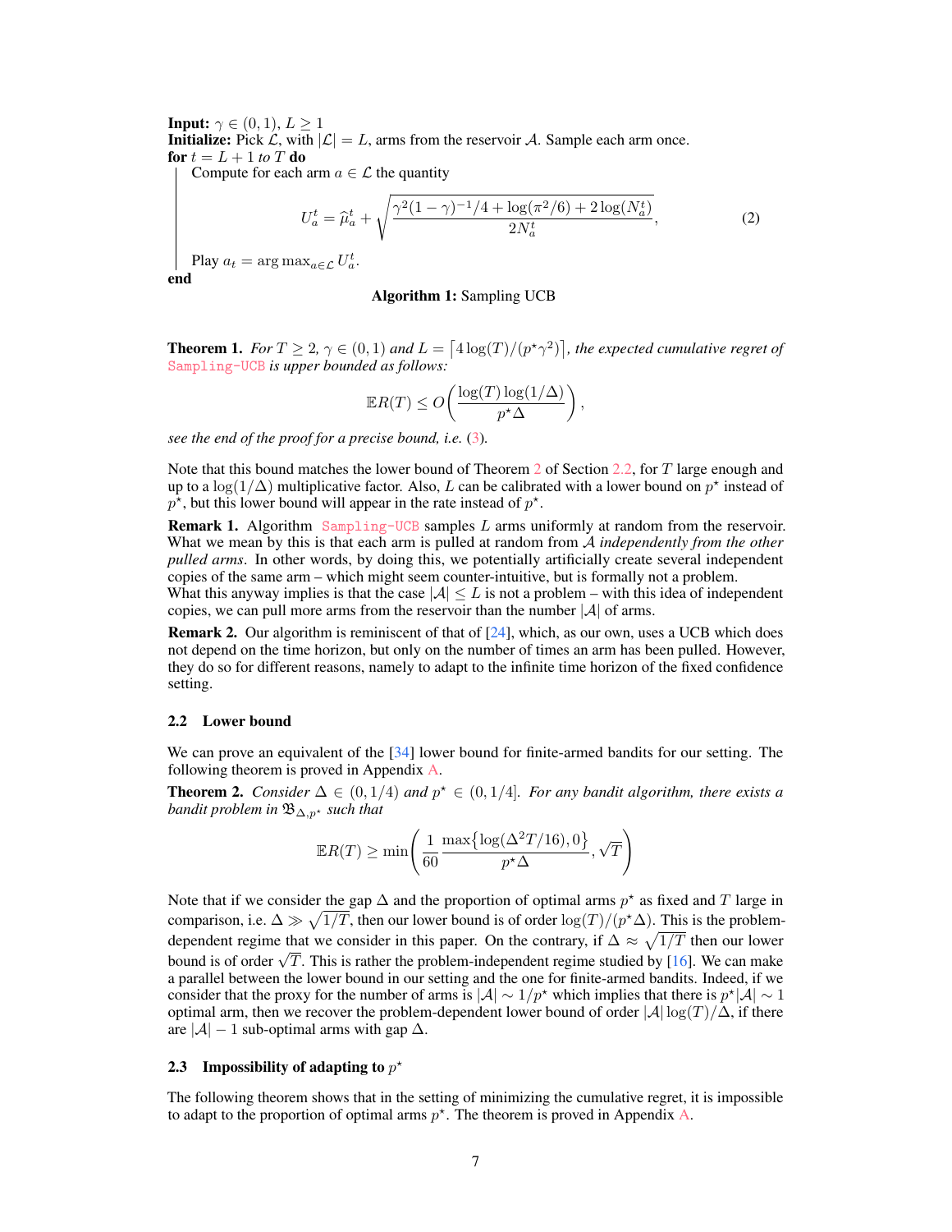**Input:** $\gamma \in (0, 1)$, $L \geq 1$
**Initialize:** Pick $\mathcal{L}$, with $|\mathcal{L}| = L$, arms from the reservoir $\mathcal{A}$. Sample each arm once.
**for** $t = L + 1$ *to* $T$ **do**

Compute for each arm $a \in \mathcal{L}$ the quantity

$$U_a^t = \widehat{\mu}_a^t + \sqrt{\frac{\gamma^2(1-\gamma)^{-1}/4 + \log(\pi^2/6) + 2\log(N_a^t)}{2N_a^t}}, \tag{2}$$

Play $a_t = \arg\max_{a \in \mathcal{L}} U_a^t$.

**end**

**Algorithm 1:** Sampling UCB

**Theorem 1.** *For $T \geq 2$, $\gamma \in (0, 1)$ and $L = \lceil 4\log(T)/(p^\star \gamma^2) \rceil$, the expected cumulative regret of* Sampling-UCB *is upper bounded as follows:*

$$\mathbb{E}R(T) \leq O\left(\frac{\log(T)\log(1/\Delta)}{p^\star \Delta}\right),$$

*see the end of the proof for a precise bound, i.e.* (3)*.*

Note that this bound matches the lower bound of Theorem 2 of Section 2.2, for $T$ large enough and up to a $\log(1/\Delta)$ multiplicative factor. Also, $L$ can be calibrated with a lower bound on $p^\star$ instead of $p^\star$, but this lower bound will appear in the rate instead of $p^\star$.

**Remark 1.** Algorithm Sampling-UCB samples $L$ arms uniformly at random from the reservoir. What we mean by this is that each arm is pulled at random from $\mathcal{A}$ *independently from the other pulled arms*. In other words, by doing this, we potentially artificially create several independent copies of the same arm – which might seem counter-intuitive, but is formally not a problem.
What this anyway implies is that the case $|\mathcal{A}| \leq L$ is not a problem – with this idea of independent copies, we can pull more arms from the reservoir than the number $|\mathcal{A}|$ of arms.

**Remark 2.** Our algorithm is reminiscent of that of [24], which, as our own, uses a UCB which does not depend on the time horizon, but only on the number of times an arm has been pulled. However, they do so for different reasons, namely to adapt to the infinite time horizon of the fixed confidence setting.

### 2.2 Lower bound

We can prove an equivalent of the [34] lower bound for finite-armed bandits for our setting. The following theorem is proved in Appendix A.

**Theorem 2.** *Consider $\Delta \in (0, 1/4)$ and $p^\star \in (0, 1/4]$. For any bandit algorithm, there exists a bandit problem in $\mathfrak{B}_{\Delta, p^\star}$ such that*

$$\mathbb{E}R(T) \geq \min\left(\frac{1}{60}\frac{\max\{\log(\Delta^2 T/16), 0\}}{p^\star \Delta}, \sqrt{T}\right)$$

Note that if we consider the gap $\Delta$ and the proportion of optimal arms $p^\star$ as fixed and $T$ large in comparison, i.e. $\Delta \gg \sqrt{1/T}$, then our lower bound is of order $\log(T)/(p^\star \Delta)$. This is the problem-dependent regime that we consider in this paper. On the contrary, if $\Delta \approx \sqrt{1/T}$ then our lower bound is of order $\sqrt{T}$. This is rather the problem-independent regime studied by [16]. We can make a parallel between the lower bound in our setting and the one for finite-armed bandits. Indeed, if we consider that the proxy for the number of arms is $|\mathcal{A}| \sim 1/p^\star$ which implies that there is $p^\star|\mathcal{A}| \sim 1$ optimal arm, then we recover the problem-dependent lower bound of order $|\mathcal{A}|\log(T)/\Delta$, if there are $|\mathcal{A}| - 1$ sub-optimal arms with gap $\Delta$.

### 2.3 Impossibility of adapting to $p^\star$

The following theorem shows that in the setting of minimizing the cumulative regret, it is impossible to adapt to the proportion of optimal arms $p^\star$. The theorem is proved in Appendix A.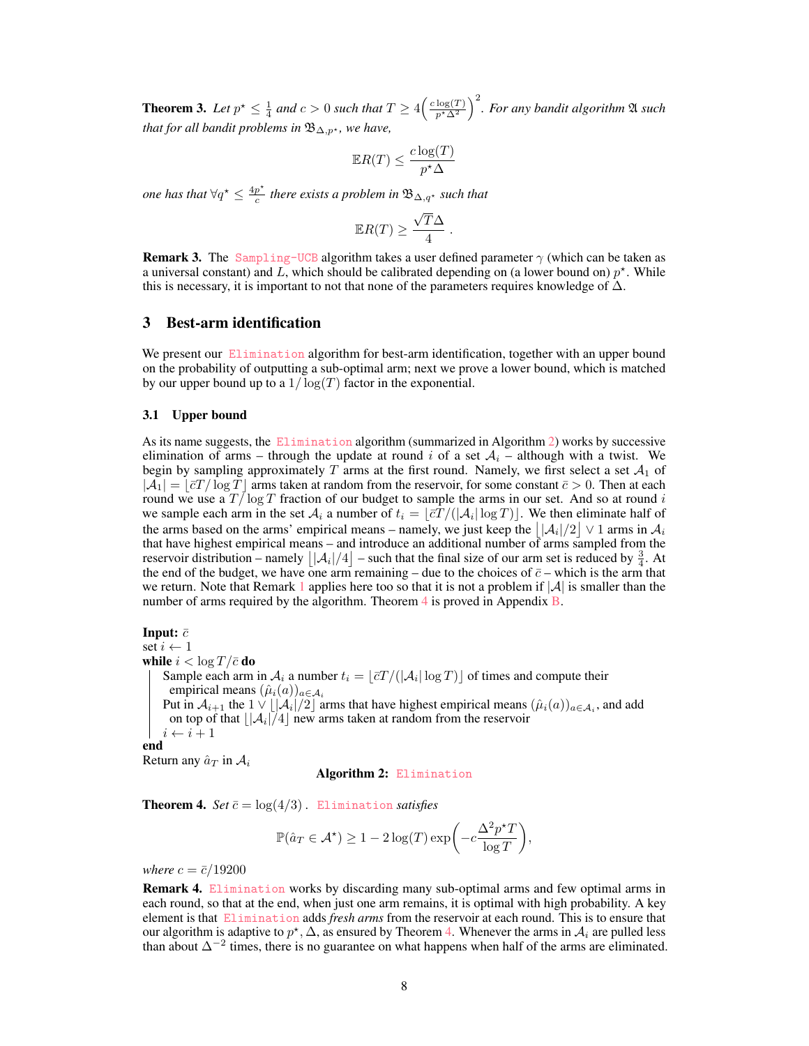**Theorem 3.** *Let $p^\star \leq \frac{1}{4}$ and $c > 0$ such that $T \geq 4\left(\frac{c\log(T)}{p^\star \Delta^2}\right)^2$. For any bandit algorithm $\mathfrak{A}$ such that for all bandit problems in $\mathfrak{B}_{\Delta,p^\star}$, we have,*

$$\mathbb{E}R(T) \leq \frac{c\log(T)}{p^\star \Delta}$$

*one has that $\forall q^\star \leq \frac{4p^\star}{c}$ there exists a problem in $\mathfrak{B}_{\Delta,q^\star}$ such that*

$$\mathbb{E}R(T) \geq \frac{\sqrt{T}\Delta}{4}\,.$$

**Remark 3.** The Sampling-UCB algorithm takes a user defined parameter $\gamma$ (which can be taken as a universal constant) and $L$, which should be calibrated depending on (a lower bound on) $p^\star$. While this is necessary, it is important to not that none of the parameters requires knowledge of $\Delta$.

## 3 Best-arm identification

We present our Elimination algorithm for best-arm identification, together with an upper bound on the probability of outputting a sub-optimal arm; next we prove a lower bound, which is matched by our upper bound up to a $1/\log(T)$ factor in the exponential.

### 3.1 Upper bound

As its name suggests, the Elimination algorithm (summarized in Algorithm 2) works by successive elimination of arms – through the update at round $i$ of a set $\mathcal{A}_i$ – although with a twist. We begin by sampling approximately $T$ arms at the first round. Namely, we first select a set $\mathcal{A}_1$ of $|\mathcal{A}_1| = \lfloor \bar{c}T/\log T\rfloor$ arms taken at random from the reservoir, for some constant $\bar{c} > 0$. Then at each round we use a $T/\log T$ fraction of our budget to sample the arms in our set. And so at round $i$ we sample each arm in the set $\mathcal{A}_i$ a number of $t_i = \lfloor \bar{c}T/(|\mathcal{A}_i|\log T)\rfloor$. We then eliminate half of the arms based on the arms' empirical means – namely, we just keep the $\lfloor |\mathcal{A}_i|/2\rfloor \vee 1$ arms in $\mathcal{A}_i$ that have highest empirical means – and introduce an additional number of arms sampled from the reservoir distribution – namely $\lfloor |\mathcal{A}_i|/4\rfloor$ – such that the final size of our arm set is reduced by $\frac{3}{4}$. At the end of the budget, we have one arm remaining – due to the choices of $\bar{c}$ – which is the arm that we return. Note that Remark 1 applies here too so that it is not a problem if $|\mathcal{A}|$ is smaller than the number of arms required by the algorithm. Theorem 4 is proved in Appendix B.

```
Input: c̄
set i ← 1
while i < log T / c̄ do
    Sample each arm in A_i a number t_i = ⌊c̄T/(|A_i| log T)⌋ of times and compute their
      empirical means (μ̂_i(a))_{a∈A_i}
    Put in A_{i+1} the 1 ∨ ⌊|A_i|/2⌋ arms that have highest empirical means (μ̂_i(a))_{a∈A_i}, and add
      on top of that ⌊|A_i|/4⌋ new arms taken at random from the reservoir
    i ← i + 1
end
Return any â_T in A_i
```

**Algorithm 2:** Elimination

**Theorem 4.** *Set $\bar{c} = \log(4/3)$. Elimination satisfies*

$$\mathbb{P}(\hat{a}_T \in \mathcal{A}^\star) \geq 1 - 2\log(T)\exp\left(-c\frac{\Delta^2 p^\star T}{\log T}\right),$$

*where $c = \bar{c}/19200$*

**Remark 4.** Elimination works by discarding many sub-optimal arms and few optimal arms in each round, so that at the end, when just one arm remains, it is optimal with high probability. A key element is that Elimination adds *fresh arms* from the reservoir at each round. This is to ensure that our algorithm is adaptive to $p^\star, \Delta$, as ensured by Theorem 4. Whenever the arms in $\mathcal{A}_i$ are pulled less than about $\Delta^{-2}$ times, there is no guarantee on what happens when half of the arms are eliminated.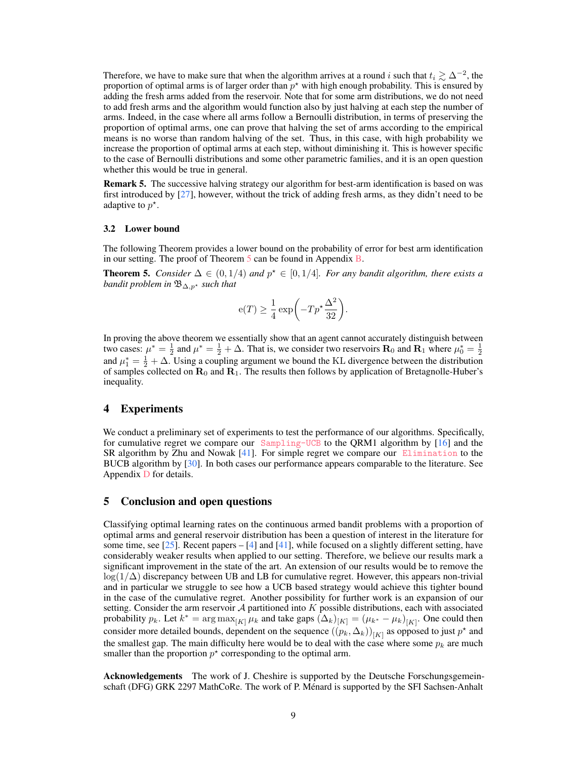Therefore, we have to make sure that when the algorithm arrives at a round $i$ such that $t_i \gtrsim \Delta^{-2}$, the proportion of optimal arms is of larger order than $p^\star$ with high enough probability. This is ensured by adding the fresh arms added from the reservoir. Note that for some arm distributions, we do not need to add fresh arms and the algorithm would function also by just halving at each step the number of arms. Indeed, in the case where all arms follow a Bernoulli distribution, in terms of preserving the proportion of optimal arms, one can prove that halving the set of arms according to the empirical means is no worse than random halving of the set. Thus, in this case, with high probability we increase the proportion of optimal arms at each step, without diminishing it. This is however specific to the case of Bernoulli distributions and some other parametric families, and it is an open question whether this would be true in general.

**Remark 5.** The successive halving strategy our algorithm for best-arm identification is based on was first introduced by [27], however, without the trick of adding fresh arms, as they didn't need to be adaptive to $p^\star$.

### 3.2 Lower bound

The following Theorem provides a lower bound on the probability of error for best arm identification in our setting. The proof of Theorem 5 can be found in Appendix B.

**Theorem 5.** *Consider $\Delta \in (0, 1/4)$ and $p^\star \in [0, 1/4]$. For any bandit algorithm, there exists a bandit problem in $\mathfrak{B}_{\Delta,p^\star}$ such that*

$$\mathrm{e}(T) \geq \frac{1}{4}\exp\left(-Tp^\star\frac{\Delta^2}{32}\right).$$

In proving the above theorem we essentially show that an agent cannot accurately distinguish between two cases: $\mu^* = \frac{1}{2}$ and $\mu^* = \frac{1}{2} + \Delta$. That is, we consider two reservoirs $\mathbf{R}_0$ and $\mathbf{R}_1$ where $\mu_0^* = \frac{1}{2}$ and $\mu_1^* = \frac{1}{2} + \Delta$. Using a coupling argument we bound the KL divergence between the distribution of samples collected on $\mathbf{R}_0$ and $\mathbf{R}_1$. The results then follows by application of Bretagnolle-Huber's inequality.

## 4 Experiments

We conduct a preliminary set of experiments to test the performance of our algorithms. Specifically, for cumulative regret we compare our `Sampling-UCB` to the QRM1 algorithm by [16] and the SR algorithm by Zhu and Nowak [41]. For simple regret we compare our `Elimination` to the BUCB algorithm by [30]. In both cases our performance appears comparable to the literature. See Appendix D for details.

## 5 Conclusion and open questions

Classifying optimal learning rates on the continuous armed bandit problems with a proportion of optimal arms and general reservoir distribution has been a question of interest in the literature for some time, see [25]. Recent papers – [4] and [41], while focused on a slightly different setting, have considerably weaker results when applied to our setting. Therefore, we believe our results mark a significant improvement in the state of the art. An extension of our results would be to remove the $\log(1/\Delta)$ discrepancy between UB and LB for cumulative regret. However, this appears non-trivial and in particular we struggle to see how a UCB based strategy would achieve this tighter bound in the case of the cumulative regret. Another possibility for further work is an expansion of our setting. Consider the arm reservoir $\mathcal{A}$ partitioned into $K$ possible distributions, each with associated probability $p_k$. Let $k^* = \arg\max_{[K]} \mu_k$ and take gaps $(\Delta_k)_{[K]} = (\mu_{k^*} - \mu_k)_{[K]}$. One could then consider more detailed bounds, dependent on the sequence $((p_k, \Delta_k))_{[K]}$ as opposed to just $p^\star$ and the smallest gap. The main difficulty here would be to deal with the case where some $p_k$ are much smaller than the proportion $p^\star$ corresponding to the optimal arm.

**Acknowledgements** The work of J. Cheshire is supported by the Deutsche Forschungsgemeinschaft (DFG) GRK 2297 MathCoRe. The work of P. Ménard is supported by the SFI Sachsen-Anhalt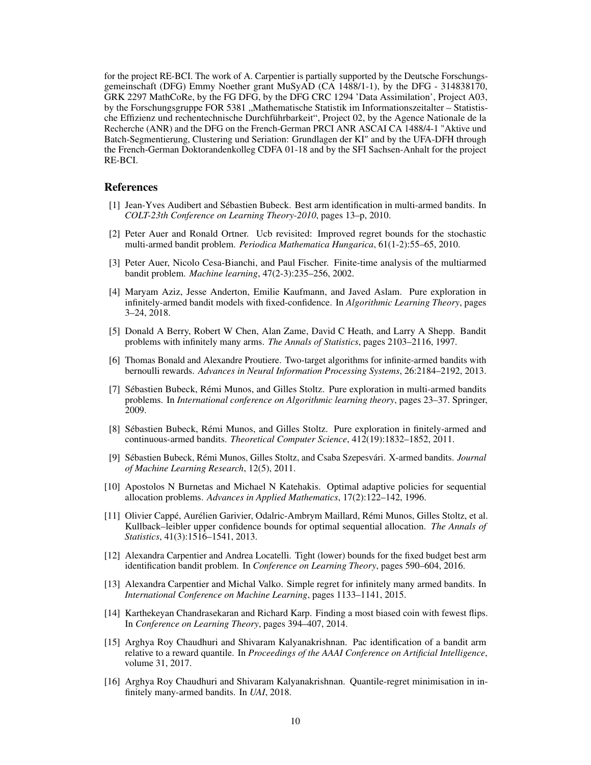for the project RE-BCI. The work of A. Carpentier is partially supported by the Deutsche Forschungsgemeinschaft (DFG) Emmy Noether grant MuSyAD (CA 1488/1-1), by the DFG - 314838170, GRK 2297 MathCoRe, by the FG DFG, by the DFG CRC 1294 'Data Assimilation', Project A03, by the Forschungsgruppe FOR 5381 „Mathematische Statistik im Informationszeitalter – Statistische Effizienz und rechentechnische Durchführbarkeit", Project 02, by the Agence Nationale de la Recherche (ANR) and the DFG on the French-German PRCI ANR ASCAI CA 1488/4-1 "Aktive und Batch-Segmentierung, Clustering und Seriation: Grundlagen der KI" and by the UFA-DFH through the French-German Doktorandenkolleg CDFA 01-18 and by the SFI Sachsen-Anhalt for the project RE-BCI.

## References

[1] Jean-Yves Audibert and Sébastien Bubeck. Best arm identification in multi-armed bandits. In *COLT-23th Conference on Learning Theory-2010*, pages 13–p, 2010.

[2] Peter Auer and Ronald Ortner. Ucb revisited: Improved regret bounds for the stochastic multi-armed bandit problem. *Periodica Mathematica Hungarica*, 61(1-2):55–65, 2010.

[3] Peter Auer, Nicolo Cesa-Bianchi, and Paul Fischer. Finite-time analysis of the multiarmed bandit problem. *Machine learning*, 47(2-3):235–256, 2002.

[4] Maryam Aziz, Jesse Anderton, Emilie Kaufmann, and Javed Aslam. Pure exploration in infinitely-armed bandit models with fixed-confidence. In *Algorithmic Learning Theory*, pages 3–24, 2018.

[5] Donald A Berry, Robert W Chen, Alan Zame, David C Heath, and Larry A Shepp. Bandit problems with infinitely many arms. *The Annals of Statistics*, pages 2103–2116, 1997.

[6] Thomas Bonald and Alexandre Proutiere. Two-target algorithms for infinite-armed bandits with bernoulli rewards. *Advances in Neural Information Processing Systems*, 26:2184–2192, 2013.

[7] Sébastien Bubeck, Rémi Munos, and Gilles Stoltz. Pure exploration in multi-armed bandits problems. In *International conference on Algorithmic learning theory*, pages 23–37. Springer, 2009.

[8] Sébastien Bubeck, Rémi Munos, and Gilles Stoltz. Pure exploration in finitely-armed and continuous-armed bandits. *Theoretical Computer Science*, 412(19):1832–1852, 2011.

[9] Sébastien Bubeck, Rémi Munos, Gilles Stoltz, and Csaba Szepesvári. X-armed bandits. *Journal of Machine Learning Research*, 12(5), 2011.

[10] Apostolos N Burnetas and Michael N Katehakis. Optimal adaptive policies for sequential allocation problems. *Advances in Applied Mathematics*, 17(2):122–142, 1996.

[11] Olivier Cappé, Aurélien Garivier, Odalric-Ambrym Maillard, Rémi Munos, Gilles Stoltz, et al. Kullback–leibler upper confidence bounds for optimal sequential allocation. *The Annals of Statistics*, 41(3):1516–1541, 2013.

[12] Alexandra Carpentier and Andrea Locatelli. Tight (lower) bounds for the fixed budget best arm identification bandit problem. In *Conference on Learning Theory*, pages 590–604, 2016.

[13] Alexandra Carpentier and Michal Valko. Simple regret for infinitely many armed bandits. In *International Conference on Machine Learning*, pages 1133–1141, 2015.

[14] Karthekeyan Chandrasekaran and Richard Karp. Finding a most biased coin with fewest flips. In *Conference on Learning Theory*, pages 394–407, 2014.

[15] Arghya Roy Chaudhuri and Shivaram Kalyanakrishnan. Pac identification of a bandit arm relative to a reward quantile. In *Proceedings of the AAAI Conference on Artificial Intelligence*, volume 31, 2017.

[16] Arghya Roy Chaudhuri and Shivaram Kalyanakrishnan. Quantile-regret minimisation in infinitely many-armed bandits. In *UAI*, 2018.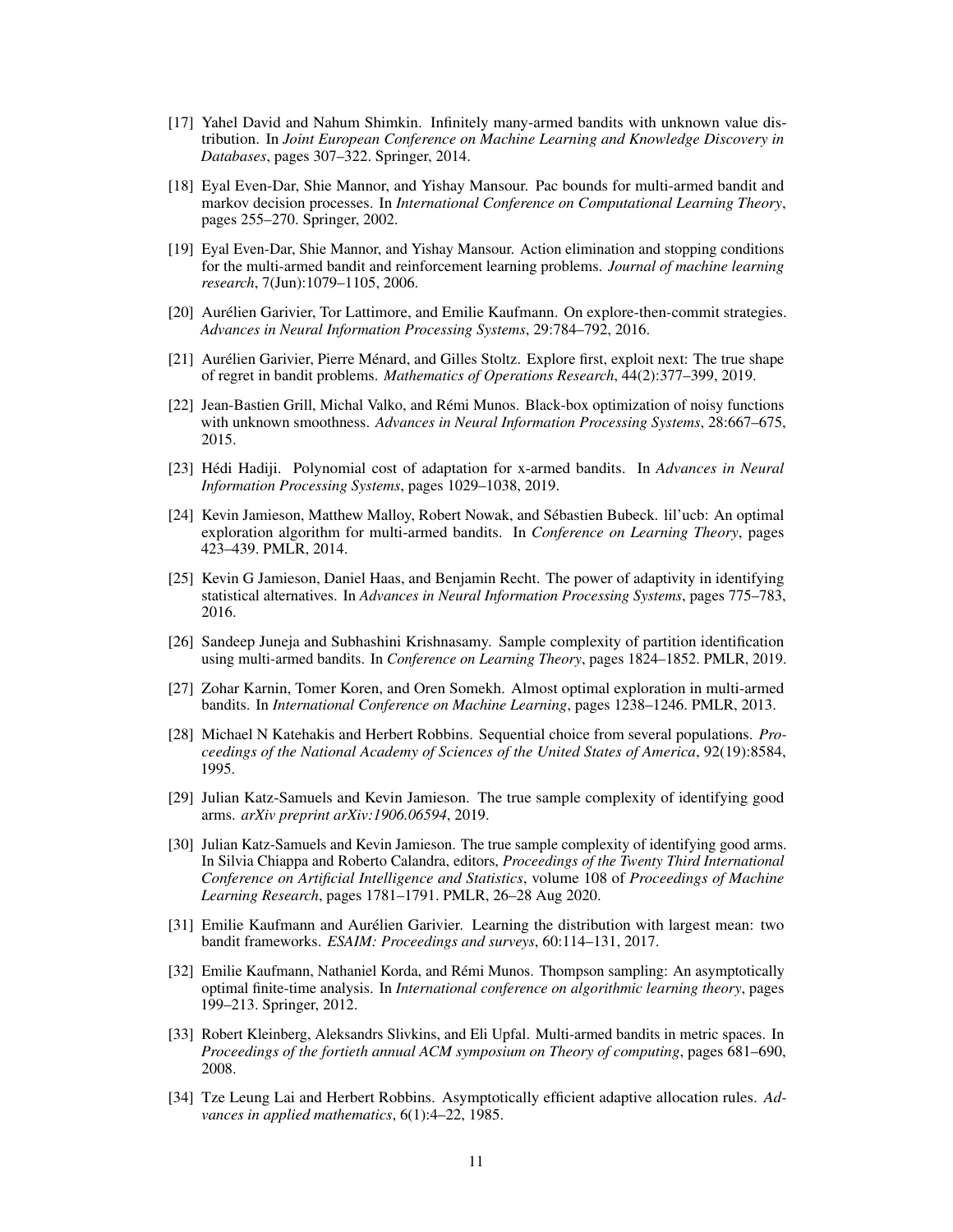[17] Yahel David and Nahum Shimkin. Infinitely many-armed bandits with unknown value distribution. In *Joint European Conference on Machine Learning and Knowledge Discovery in Databases*, pages 307–322. Springer, 2014.

[18] Eyal Even-Dar, Shie Mannor, and Yishay Mansour. Pac bounds for multi-armed bandit and markov decision processes. In *International Conference on Computational Learning Theory*, pages 255–270. Springer, 2002.

[19] Eyal Even-Dar, Shie Mannor, and Yishay Mansour. Action elimination and stopping conditions for the multi-armed bandit and reinforcement learning problems. *Journal of machine learning research*, 7(Jun):1079–1105, 2006.

[20] Aurélien Garivier, Tor Lattimore, and Emilie Kaufmann. On explore-then-commit strategies. *Advances in Neural Information Processing Systems*, 29:784–792, 2016.

[21] Aurélien Garivier, Pierre Ménard, and Gilles Stoltz. Explore first, exploit next: The true shape of regret in bandit problems. *Mathematics of Operations Research*, 44(2):377–399, 2019.

[22] Jean-Bastien Grill, Michal Valko, and Rémi Munos. Black-box optimization of noisy functions with unknown smoothness. *Advances in Neural Information Processing Systems*, 28:667–675, 2015.

[23] Hédi Hadiji. Polynomial cost of adaptation for x-armed bandits. In *Advances in Neural Information Processing Systems*, pages 1029–1038, 2019.

[24] Kevin Jamieson, Matthew Malloy, Robert Nowak, and Sébastien Bubeck. lil'ucb: An optimal exploration algorithm for multi-armed bandits. In *Conference on Learning Theory*, pages 423–439. PMLR, 2014.

[25] Kevin G Jamieson, Daniel Haas, and Benjamin Recht. The power of adaptivity in identifying statistical alternatives. In *Advances in Neural Information Processing Systems*, pages 775–783, 2016.

[26] Sandeep Juneja and Subhashini Krishnasamy. Sample complexity of partition identification using multi-armed bandits. In *Conference on Learning Theory*, pages 1824–1852. PMLR, 2019.

[27] Zohar Karnin, Tomer Koren, and Oren Somekh. Almost optimal exploration in multi-armed bandits. In *International Conference on Machine Learning*, pages 1238–1246. PMLR, 2013.

[28] Michael N Katehakis and Herbert Robbins. Sequential choice from several populations. *Proceedings of the National Academy of Sciences of the United States of America*, 92(19):8584, 1995.

[29] Julian Katz-Samuels and Kevin Jamieson. The true sample complexity of identifying good arms. *arXiv preprint arXiv:1906.06594*, 2019.

[30] Julian Katz-Samuels and Kevin Jamieson. The true sample complexity of identifying good arms. In Silvia Chiappa and Roberto Calandra, editors, *Proceedings of the Twenty Third International Conference on Artificial Intelligence and Statistics*, volume 108 of *Proceedings of Machine Learning Research*, pages 1781–1791. PMLR, 26–28 Aug 2020.

[31] Emilie Kaufmann and Aurélien Garivier. Learning the distribution with largest mean: two bandit frameworks. *ESAIM: Proceedings and surveys*, 60:114–131, 2017.

[32] Emilie Kaufmann, Nathaniel Korda, and Rémi Munos. Thompson sampling: An asymptotically optimal finite-time analysis. In *International conference on algorithmic learning theory*, pages 199–213. Springer, 2012.

[33] Robert Kleinberg, Aleksandrs Slivkins, and Eli Upfal. Multi-armed bandits in metric spaces. In *Proceedings of the fortieth annual ACM symposium on Theory of computing*, pages 681–690, 2008.

[34] Tze Leung Lai and Herbert Robbins. Asymptotically efficient adaptive allocation rules. *Advances in applied mathematics*, 6(1):4–22, 1985.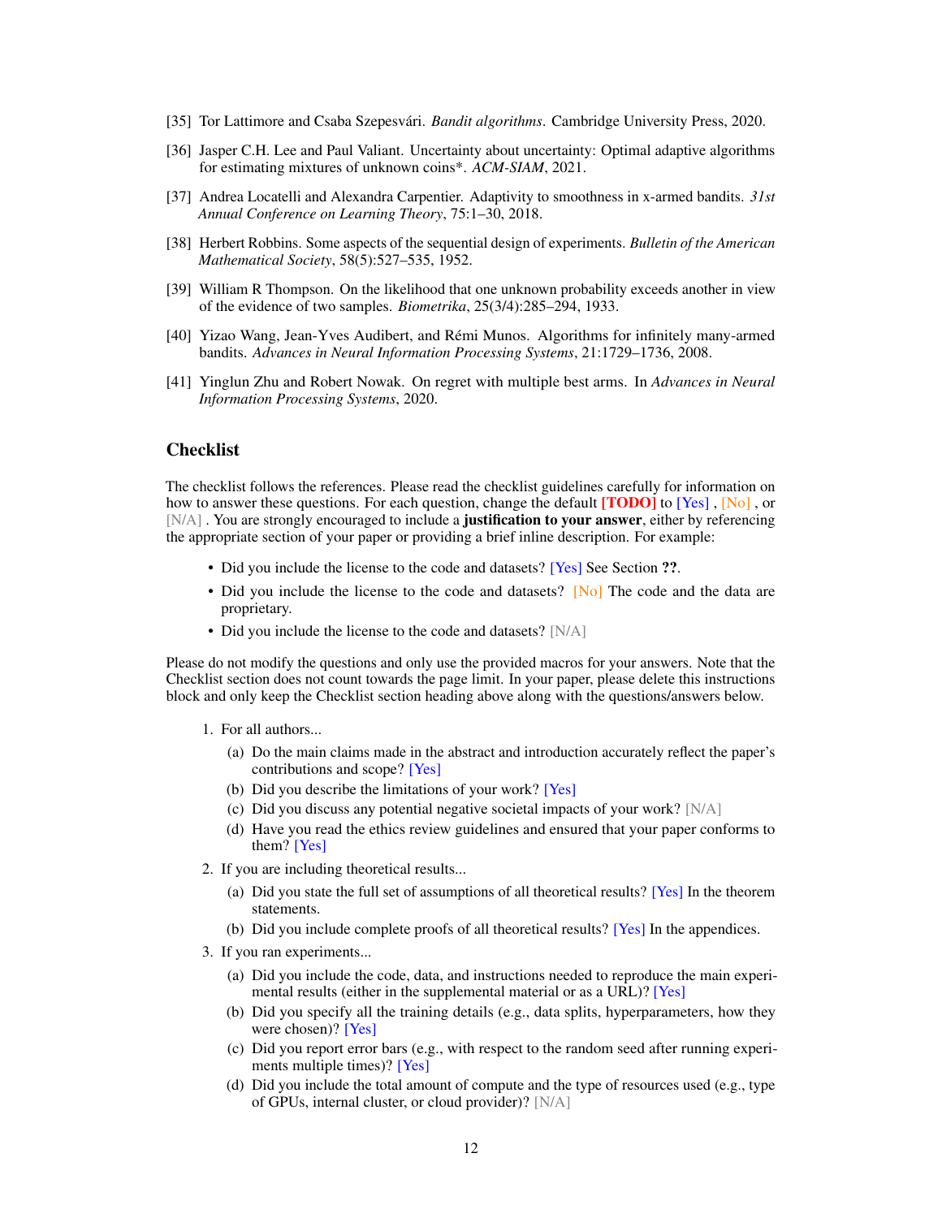[35] Tor Lattimore and Csaba Szepesvári. *Bandit algorithms*. Cambridge University Press, 2020.

[36] Jasper C.H. Lee and Paul Valiant. Uncertainty about uncertainty: Optimal adaptive algorithms for estimating mixtures of unknown coins*. *ACM-SIAM*, 2021.

[37] Andrea Locatelli and Alexandra Carpentier. Adaptivity to smoothness in x-armed bandits. *31st Annual Conference on Learning Theory*, 75:1–30, 2018.

[38] Herbert Robbins. Some aspects of the sequential design of experiments. *Bulletin of the American Mathematical Society*, 58(5):527–535, 1952.

[39] William R Thompson. On the likelihood that one unknown probability exceeds another in view of the evidence of two samples. *Biometrika*, 25(3/4):285–294, 1933.

[40] Yizao Wang, Jean-Yves Audibert, and Rémi Munos. Algorithms for infinitely many-armed bandits. *Advances in Neural Information Processing Systems*, 21:1729–1736, 2008.

[41] Yinglun Zhu and Robert Nowak. On regret with multiple best arms. In *Advances in Neural Information Processing Systems*, 2020.

## Checklist

The checklist follows the references. Please read the checklist guidelines carefully for information on how to answer these questions. For each question, change the default **[TODO]** to [Yes] , [No] , or [N/A] . You are strongly encouraged to include a **justification to your answer**, either by referencing the appropriate section of your paper or providing a brief inline description. For example:

- Did you include the license to the code and datasets? [Yes] See Section **??**.
- Did you include the license to the code and datasets? [No] The code and the data are proprietary.
- Did you include the license to the code and datasets? [N/A]

Please do not modify the questions and only use the provided macros for your answers. Note that the Checklist section does not count towards the page limit. In your paper, please delete this instructions block and only keep the Checklist section heading above along with the questions/answers below.

1. For all authors...
   (a) Do the main claims made in the abstract and introduction accurately reflect the paper's contributions and scope? [Yes]
   (b) Did you describe the limitations of your work? [Yes]
   (c) Did you discuss any potential negative societal impacts of your work? [N/A]
   (d) Have you read the ethics review guidelines and ensured that your paper conforms to them? [Yes]
2. If you are including theoretical results...
   (a) Did you state the full set of assumptions of all theoretical results? [Yes] In the theorem statements.
   (b) Did you include complete proofs of all theoretical results? [Yes] In the appendices.
3. If you ran experiments...
   (a) Did you include the code, data, and instructions needed to reproduce the main experimental results (either in the supplemental material or as a URL)? [Yes]
   (b) Did you specify all the training details (e.g., data splits, hyperparameters, how they were chosen)? [Yes]
   (c) Did you report error bars (e.g., with respect to the random seed after running experiments multiple times)? [Yes]
   (d) Did you include the total amount of compute and the type of resources used (e.g., type of GPUs, internal cluster, or cloud provider)? [N/A]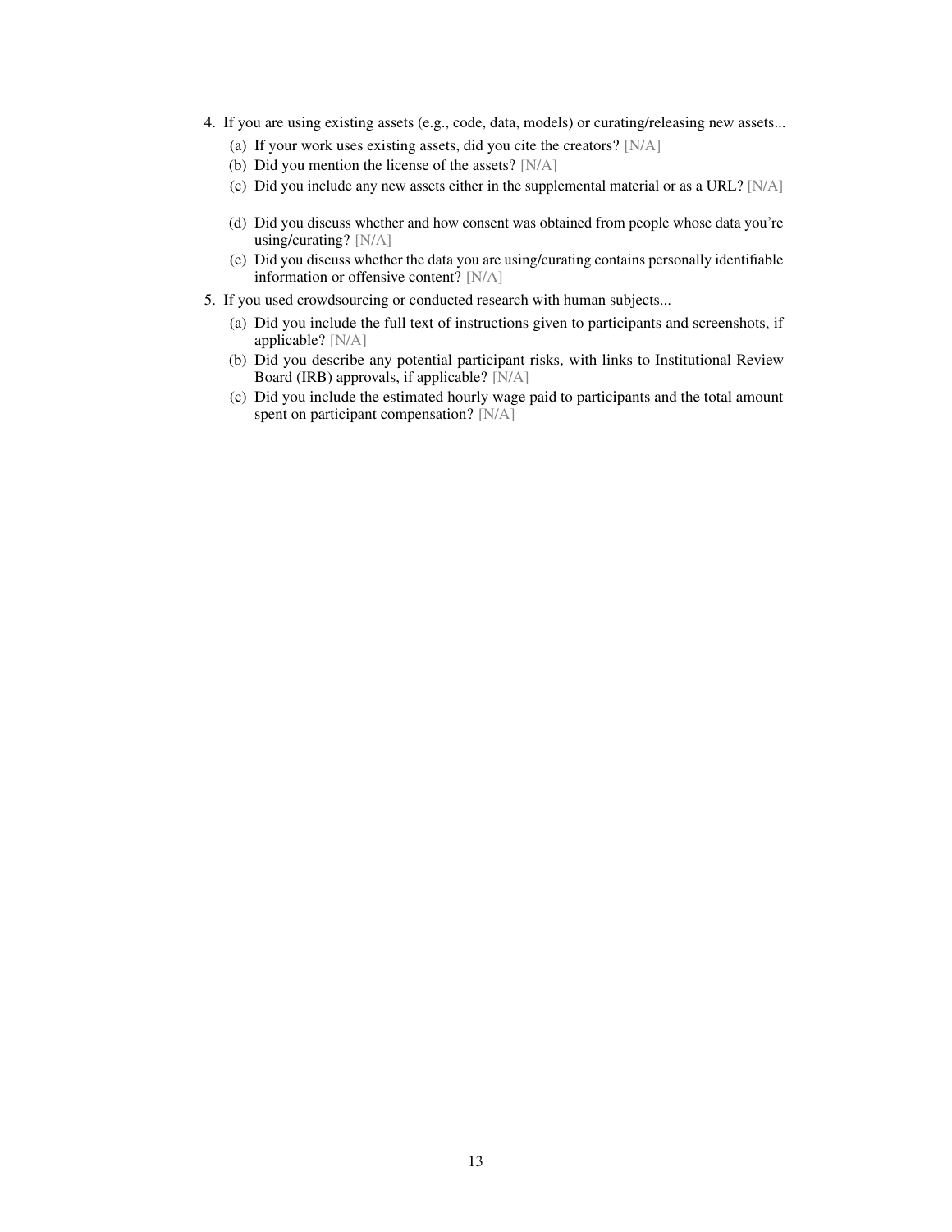4. If you are using existing assets (e.g., code, data, models) or curating/releasing new assets...
   (a) If your work uses existing assets, did you cite the creators? [N/A]
   (b) Did you mention the license of the assets? [N/A]
   (c) Did you include any new assets either in the supplemental material or as a URL? [N/A]
   (d) Did you discuss whether and how consent was obtained from people whose data you're using/curating? [N/A]
   (e) Did you discuss whether the data you are using/curating contains personally identifiable information or offensive content? [N/A]
5. If you used crowdsourcing or conducted research with human subjects...
   (a) Did you include the full text of instructions given to participants and screenshots, if applicable? [N/A]
   (b) Did you describe any potential participant risks, with links to Institutional Review Board (IRB) approvals, if applicable? [N/A]
   (c) Did you include the estimated hourly wage paid to participants and the total amount spent on participant compensation? [N/A]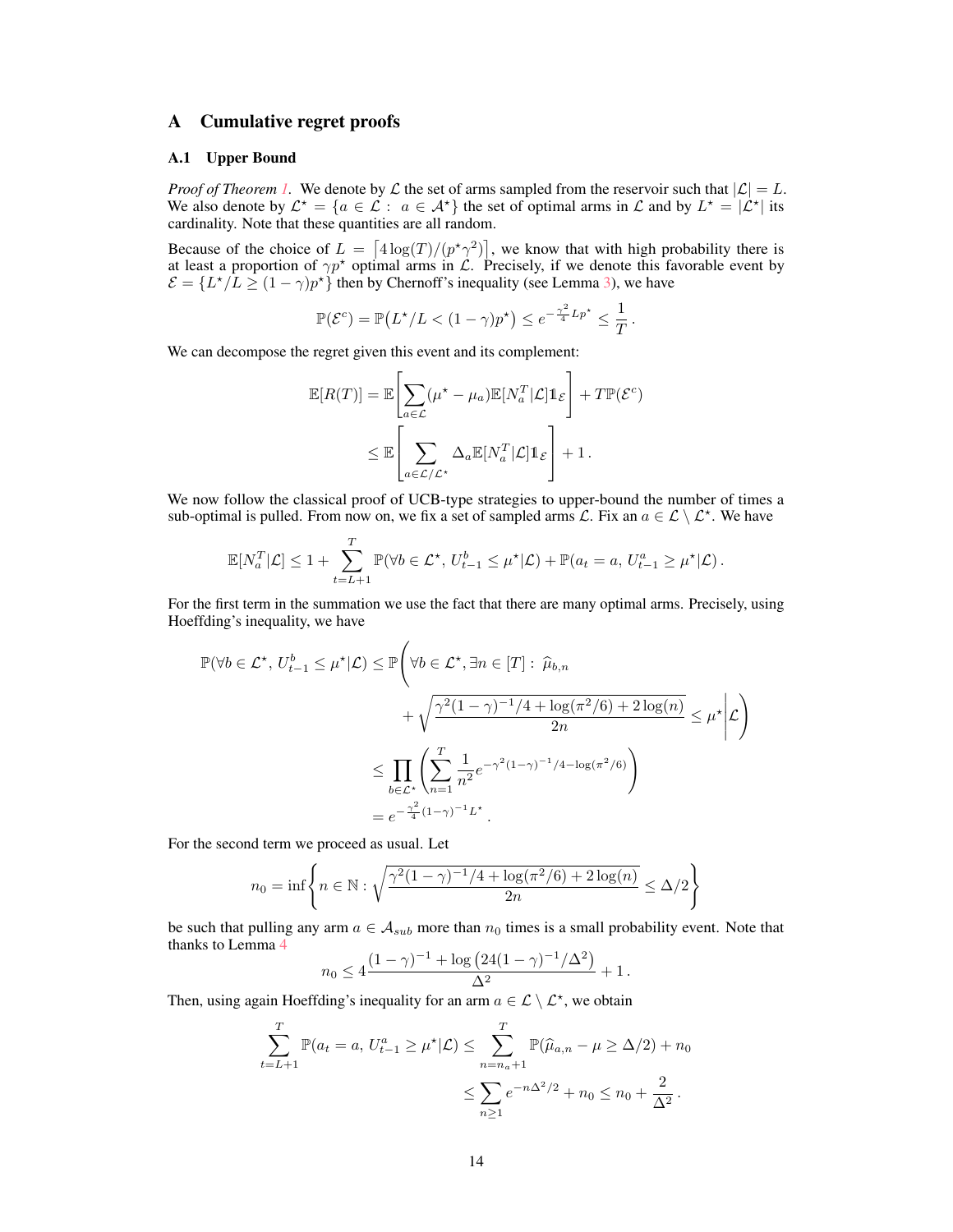# A Cumulative regret proofs

## A.1 Upper Bound

*Proof of Theorem 1.* We denote by $\mathcal{L}$ the set of arms sampled from the reservoir such that $|\mathcal{L}| = L$. We also denote by $\mathcal{L}^\star = \{a \in \mathcal{L} :\ a \in \mathcal{A}^\star\}$ the set of optimal arms in $\mathcal{L}$ and by $L^\star = |\mathcal{L}^\star|$ its cardinality. Note that these quantities are all random.

Because of the choice of $L = \lceil 4\log(T)/(p^\star\gamma^2)\rceil$, we know that with high probability there is at least a proportion of $\gamma p^\star$ optimal arms in $\mathcal{L}$. Precisely, if we denote this favorable event by $\mathcal{E} = \{L^\star/L \geq (1-\gamma)p^\star\}$ then by Chernoff's inequality (see Lemma 3), we have

$$\mathbb{P}(\mathcal{E}^c) = \mathbb{P}\big(L^\star/L < (1-\gamma)p^\star\big) \leq e^{-\frac{\gamma^2}{4}Lp^\star} \leq \frac{1}{T}\,.$$

We can decompose the regret given this event and its complement:

$$\begin{aligned}
\mathbb{E}[R(T)] &= \mathbb{E}\left[\sum_{a\in\mathcal{L}}(\mu^\star - \mu_a)\mathbb{E}[N_a^T|\mathcal{L}]\mathbb{1}_{\mathcal{E}}\right] + T\mathbb{P}(\mathcal{E}^c)\\
&\leq \mathbb{E}\left[\sum_{a\in\mathcal{L}/\mathcal{L}^\star}\Delta_a\mathbb{E}[N_a^T|\mathcal{L}]\mathbb{1}_{\mathcal{E}}\right] + 1\,.
\end{aligned}$$

We now follow the classical proof of UCB-type strategies to upper-bound the number of times a sub-optimal is pulled. From now on, we fix a set of sampled arms $\mathcal{L}$. Fix an $a \in \mathcal{L}\setminus\mathcal{L}^\star$. We have

$$\mathbb{E}[N_a^T|\mathcal{L}] \leq 1 + \sum_{t=L+1}^{T}\mathbb{P}(\forall b\in\mathcal{L}^\star,\, U_{t-1}^b \leq \mu^\star|\mathcal{L}) + \mathbb{P}(a_t = a,\, U_{t-1}^a \geq \mu^\star|\mathcal{L})\,.$$

For the first term in the summation we use the fact that there are many optimal arms. Precisely, using Hoeffding's inequality, we have

$$\begin{aligned}
\mathbb{P}(\forall b\in\mathcal{L}^\star,\, U_{t-1}^b \leq \mu^\star|\mathcal{L}) &\leq \mathbb{P}\Bigg(\forall b\in\mathcal{L}^\star, \exists n\in[T]:\ \widehat{\mu}_{b,n}\\
&\qquad + \sqrt{\frac{\gamma^2(1-\gamma)^{-1}/4 + \log(\pi^2/6) + 2\log(n)}{2n}} \leq \mu^\star\,\Bigg|\,\mathcal{L}\Bigg)\\
&\leq \prod_{b\in\mathcal{L}^\star}\left(\sum_{n=1}^{T}\frac{1}{n^2}e^{-\gamma^2(1-\gamma)^{-1}/4 - \log(\pi^2/6)}\right)\\
&= e^{-\frac{\gamma^2}{4}(1-\gamma)^{-1}L^\star}\,.
\end{aligned}$$

For the second term we proceed as usual. Let

$$n_0 = \inf\left\{n\in\mathbb{N} : \sqrt{\frac{\gamma^2(1-\gamma)^{-1}/4 + \log(\pi^2/6) + 2\log(n)}{2n}} \leq \Delta/2\right\}$$

be such that pulling any arm $a \in \mathcal{A}_{sub}$ more than $n_0$ times is a small probability event. Note that thanks to Lemma 4

$$n_0 \leq 4\frac{(1-\gamma)^{-1} + \log\big(24(1-\gamma)^{-1}/\Delta^2\big)}{\Delta^2} + 1\,.$$

Then, using again Hoeffding's inequality for an arm $a \in \mathcal{L}\setminus\mathcal{L}^\star$, we obtain

$$\begin{aligned}
\sum_{t=L+1}^{T}\mathbb{P}(a_t = a,\, U_{t-1}^a \geq \mu^\star|\mathcal{L}) &\leq \sum_{n=n_a+1}^{T}\mathbb{P}(\widehat{\mu}_{a,n} - \mu \geq \Delta/2) + n_0\\
&\leq \sum_{n\geq 1}e^{-n\Delta^2/2} + n_0 \leq n_0 + \frac{2}{\Delta^2}\,.
\end{aligned}$$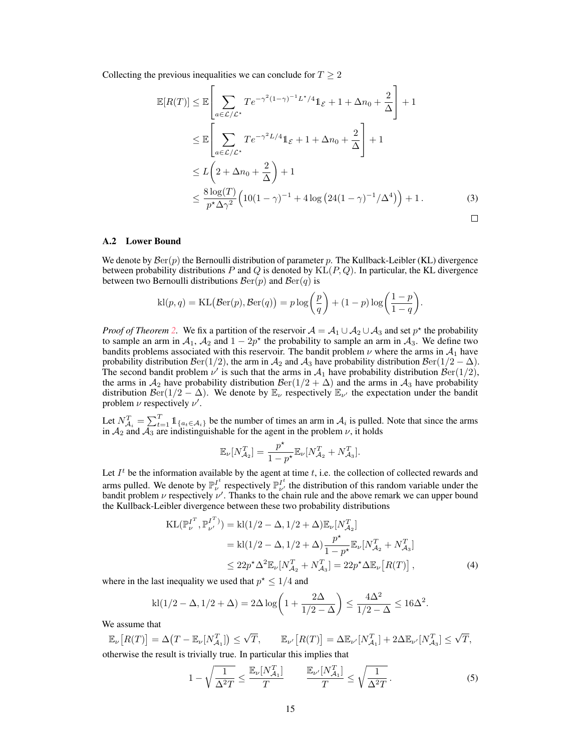Collecting the previous inequalities we can conclude for $T \geq 2$

$$
\begin{aligned}
\mathbb{E}[R(T)] &\leq \mathbb{E}\left[\sum_{a \in \mathcal{L}/\mathcal{L}^\star} T e^{-\gamma^2(1-\gamma)^{-1}L^\star/4}\mathbb{1}_{\mathcal{E}} + 1 + \Delta n_0 + \frac{2}{\Delta}\right] + 1 \\
&\leq \mathbb{E}\left[\sum_{a \in \mathcal{L}/\mathcal{L}^\star} T e^{-\gamma^2 L/4}\mathbb{1}_{\mathcal{E}} + 1 + \Delta n_0 + \frac{2}{\Delta}\right] + 1 \\
&\leq L\left(2 + \Delta n_0 + \frac{2}{\Delta}\right) + 1 \\
&\leq \frac{8\log(T)}{p^\star \Delta \gamma^2}\Big(10(1-\gamma)^{-1} + 4\log\big(24(1-\gamma)^{-1}/\Delta^4\big)\Big) + 1\,. \qquad (3)
\end{aligned}
$$

□

### A.2 Lower Bound

We denote by $\mathcal{B}\mathrm{er}(p)$ the Bernoulli distribution of parameter $p$. The Kullback-Leibler (KL) divergence between probability distributions $P$ and $Q$ is denoted by $\mathrm{KL}(P, Q)$. In particular, the KL divergence between two Bernoulli distributions $\mathcal{B}\mathrm{er}(p)$ and $\mathcal{B}\mathrm{er}(q)$ is

$$
\mathrm{kl}(p, q) = \mathrm{KL}\big(\mathcal{B}\mathrm{er}(p), \mathcal{B}\mathrm{er}(q)\big) = p\log\left(\frac{p}{q}\right) + (1-p)\log\left(\frac{1-p}{1-q}\right).
$$

*Proof of Theorem 2.* We fix a partition of the reservoir $\mathcal{A} = \mathcal{A}_1 \cup \mathcal{A}_2 \cup \mathcal{A}_3$ and set $p^\star$ the probability to sample an arm in $\mathcal{A}_1$, $\mathcal{A}_2$ and $1 - 2p^\star$ the probability to sample an arm in $\mathcal{A}_3$. We define two bandits problems associated with this reservoir. The bandit problem $\nu$ where the arms in $\mathcal{A}_1$ have probability distribution $\mathcal{B}\mathrm{er}(1/2)$, the arm in $\mathcal{A}_2$ and $\mathcal{A}_3$ have probability distribution $\mathcal{B}\mathrm{er}(1/2 - \Delta)$. The second bandit problem $\nu'$ is such that the arms in $\mathcal{A}_1$ have probability distribution $\mathcal{B}\mathrm{er}(1/2)$, the arms in $\mathcal{A}_2$ have probability distribution $\mathcal{B}\mathrm{er}(1/2 + \Delta)$ and the arms in $\mathcal{A}_3$ have probability distribution $\mathcal{B}\mathrm{er}(1/2 - \Delta)$. We denote by $\mathbb{E}_\nu$ respectively $\mathbb{E}_{\nu'}$ the expectation under the bandit problem $\nu$ respectively $\nu'$.

Let $N_{\mathcal{A}_i}^T = \sum_{t=1}^T \mathbb{1}_{\{a_t \in \mathcal{A}_i\}}$ be the number of times an arm in $\mathcal{A}_i$ is pulled. Note that since the arms in $\mathcal{A}_2$ and $\mathcal{A}_3$ are indistinguishable for the agent in the problem $\nu$, it holds

$$
\mathbb{E}_\nu[N_{\mathcal{A}_2}^T] = \frac{p^\star}{1-p^\star}\mathbb{E}_\nu[N_{\mathcal{A}_2}^T + N_{\mathcal{A}_3}^T].
$$

Let $I^t$ be the information available by the agent at time $t$, i.e. the collection of collected rewards and arms pulled. We denote by $\mathbb{P}_\nu^{I^t}$ respectively $\mathbb{P}_{\nu'}^{I^t}$ the distribution of this random variable under the bandit problem $\nu$ respectively $\nu'$. Thanks to the chain rule and the above remark we can upper bound the Kullback-Leibler divergence between these two probability distributions

$$
\begin{aligned}
\mathrm{KL}(\mathbb{P}_\nu^{I^T}, \mathbb{P}_{\nu'}^{I^T}) &= \mathrm{kl}(1/2 - \Delta, 1/2 + \Delta)\mathbb{E}_\nu[N_{\mathcal{A}_2}^T] \\
&= \mathrm{kl}(1/2 - \Delta, 1/2 + \Delta)\frac{p^\star}{1-p^\star}\mathbb{E}_\nu[N_{\mathcal{A}_2}^T + N_{\mathcal{A}_3}^T] \\
&\leq 22 p^\star \Delta^2 \mathbb{E}_\nu[N_{\mathcal{A}_2}^T + N_{\mathcal{A}_3}^T] = 22 p^\star \Delta \mathbb{E}_\nu\big[R(T)\big]\,, \qquad (4)
\end{aligned}
$$

where in the last inequality we used that $p^\star \leq 1/4$ and

$$
\mathrm{kl}(1/2 - \Delta, 1/2 + \Delta) = 2\Delta\log\left(1 + \frac{2\Delta}{1/2 - \Delta}\right) \leq \frac{4\Delta^2}{1/2 - \Delta} \leq 16\Delta^2.
$$

We assume that

$$
\mathbb{E}_\nu\big[R(T)\big] = \Delta\big(T - \mathbb{E}_\nu[N_{\mathcal{A}_1}^T]\big) \leq \sqrt{T}, \qquad \mathbb{E}_{\nu'}\big[R(T)\big] = \Delta\mathbb{E}_{\nu'}[N_{\mathcal{A}_1}^T] + 2\Delta\mathbb{E}_{\nu'}[N_{\mathcal{A}_3}^T] \leq \sqrt{T},
$$

otherwise the result is trivially true. In particular this implies that

$$
1 - \sqrt{\frac{1}{\Delta^2 T}} \leq \frac{\mathbb{E}_\nu[N_{\mathcal{A}_1}^T]}{T} \qquad \frac{\mathbb{E}_{\nu'}[N_{\mathcal{A}_1}^T]}{T} \leq \sqrt{\frac{1}{\Delta^2 T}}\,. \qquad (5)
$$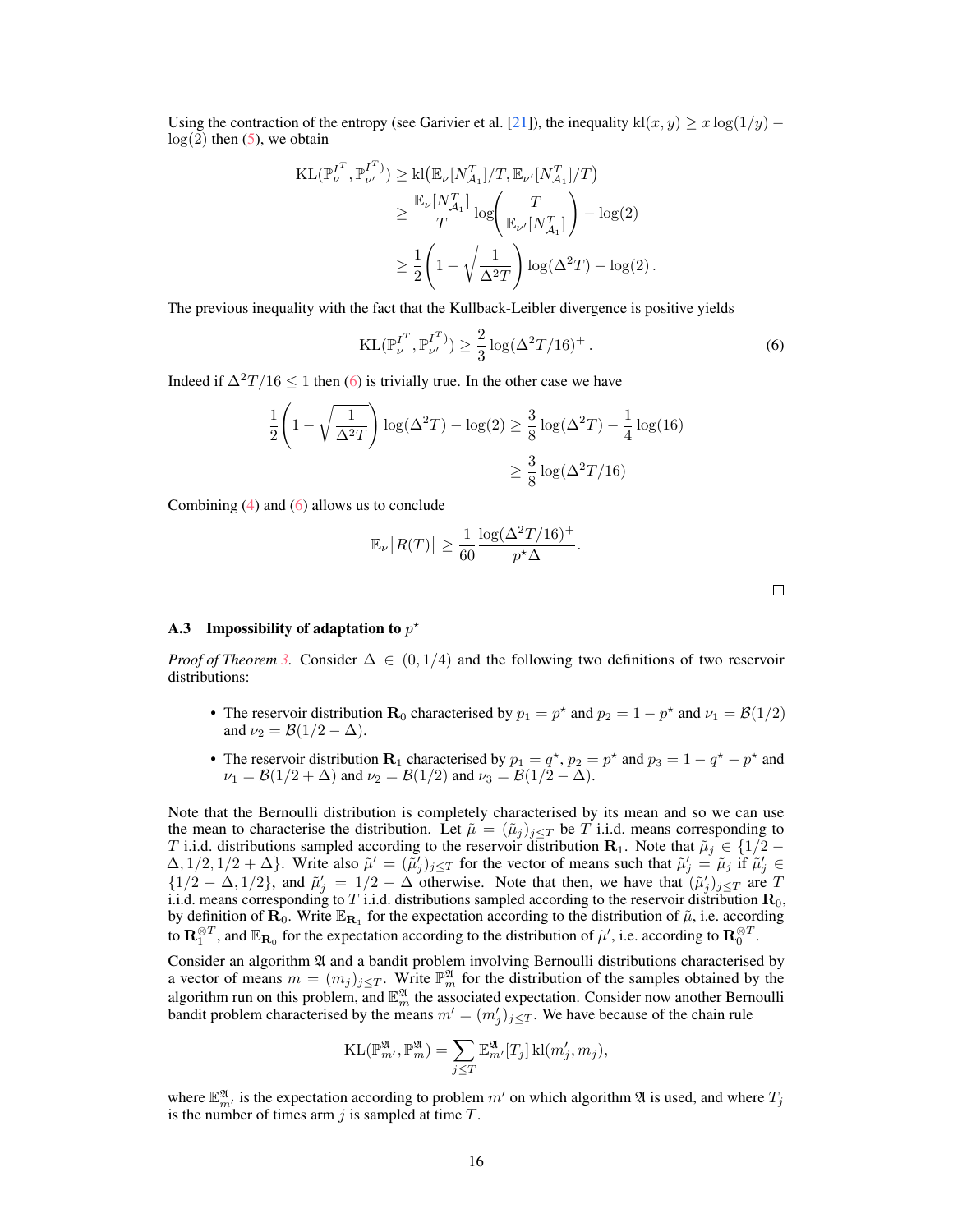Using the contraction of the entropy (see Garivier et al. [21]), the inequality $\mathrm{kl}(x, y) \geq x \log(1/y) - \log(2)$ then (5), we obtain

$$
\begin{aligned}
\mathrm{KL}(\mathbb{P}_{\nu}^{I^T}, \mathbb{P}_{\nu'}^{I^T}) &\geq \mathrm{kl}\big(\mathbb{E}_{\nu}[N_{\mathcal{A}_1}^T]/T, \mathbb{E}_{\nu'}[N_{\mathcal{A}_1}^T]/T\big) \\
&\geq \frac{\mathbb{E}_{\nu}[N_{\mathcal{A}_1}^T]}{T} \log\left(\frac{T}{\mathbb{E}_{\nu'}[N_{\mathcal{A}_1}^T]}\right) - \log(2) \\
&\geq \frac{1}{2}\left(1 - \sqrt{\frac{1}{\Delta^2 T}}\right) \log(\Delta^2 T) - \log(2)\,.
\end{aligned}
$$

The previous inequality with the fact that the Kullback-Leibler divergence is positive yields

$$
\mathrm{KL}(\mathbb{P}_{\nu}^{I^T}, \mathbb{P}_{\nu'}^{I^T}) \geq \frac{2}{3} \log(\Delta^2 T/16)^+\,. \tag{6}
$$

Indeed if $\Delta^2 T/16 \leq 1$ then (6) is trivially true. In the other case we have

$$
\begin{aligned}
\frac{1}{2}\left(1 - \sqrt{\frac{1}{\Delta^2 T}}\right) \log(\Delta^2 T) - \log(2) &\geq \frac{3}{8}\log(\Delta^2 T) - \frac{1}{4}\log(16) \\
&\geq \frac{3}{8}\log(\Delta^2 T/16)
\end{aligned}
$$

Combining (4) and (6) allows us to conclude

$$
\mathbb{E}_{\nu}\big[R(T)\big] \geq \frac{1}{60} \frac{\log(\Delta^2 T/16)^+}{p^\star \Delta}.
$$

□

### A.3 Impossibility of adaptation to $p^\star$

*Proof of Theorem 3.* Consider $\Delta \in (0, 1/4)$ and the following two definitions of two reservoir distributions:

- The reservoir distribution $\mathbf{R}_0$ characterised by $p_1 = p^\star$ and $p_2 = 1 - p^\star$ and $\nu_1 = \mathcal{B}(1/2)$ and $\nu_2 = \mathcal{B}(1/2 - \Delta)$.
- The reservoir distribution $\mathbf{R}_1$ characterised by $p_1 = q^\star$, $p_2 = p^\star$ and $p_3 = 1 - q^\star - p^\star$ and $\nu_1 = \mathcal{B}(1/2 + \Delta)$ and $\nu_2 = \mathcal{B}(1/2)$ and $\nu_3 = \mathcal{B}(1/2 - \Delta)$.

Note that the Bernoulli distribution is completely characterised by its mean and so we can use the mean to characterise the distribution. Let $\tilde{\mu} = (\tilde{\mu}_j)_{j \leq T}$ be $T$ i.i.d. means corresponding to $T$ i.i.d. distributions sampled according to the reservoir distribution $\mathbf{R}_1$. Note that $\tilde{\mu}_j \in \{1/2 - \Delta, 1/2, 1/2 + \Delta\}$. Write also $\tilde{\mu}' = (\tilde{\mu}'_j)_{j \leq T}$ for the vector of means such that $\tilde{\mu}'_j = \tilde{\mu}_j$ if $\tilde{\mu}'_j \in \{1/2 - \Delta, 1/2\}$, and $\tilde{\mu}'_j = 1/2 - \Delta$ otherwise. Note that then, we have that $(\tilde{\mu}'_j)_{j \leq T}$ are $T$ i.i.d. means corresponding to $T$ i.i.d. distributions sampled according to the reservoir distribution $\mathbf{R}_0$, by definition of $\mathbf{R}_0$. Write $\mathbb{E}_{\mathbf{R}_1}$ for the expectation according to the distribution of $\tilde{\mu}$, i.e. according to $\mathbf{R}_1^{\otimes T}$, and $\mathbb{E}_{\mathbf{R}_0}$ for the expectation according to the distribution of $\tilde{\mu}'$, i.e. according to $\mathbf{R}_0^{\otimes T}$.

Consider an algorithm $\mathfrak{A}$ and a bandit problem involving Bernoulli distributions characterised by a vector of means $m = (m_j)_{j \leq T}$. Write $\mathbb{P}_m^{\mathfrak{A}}$ for the distribution of the samples obtained by the algorithm run on this problem, and $\mathbb{E}_m^{\mathfrak{A}}$ the associated expectation. Consider now another Bernoulli bandit problem characterised by the means $m' = (m'_j)_{j \leq T}$. We have because of the chain rule

$$
\mathrm{KL}(\mathbb{P}_{m'}^{\mathfrak{A}}, \mathbb{P}_m^{\mathfrak{A}}) = \sum_{j \leq T} \mathbb{E}_{m'}^{\mathfrak{A}}[T_j]\, \mathrm{kl}(m'_j, m_j),
$$

where $\mathbb{E}_{m'}^{\mathfrak{A}}$ is the expectation according to problem $m'$ on which algorithm $\mathfrak{A}$ is used, and where $T_j$ is the number of times arm $j$ is sampled at time $T$.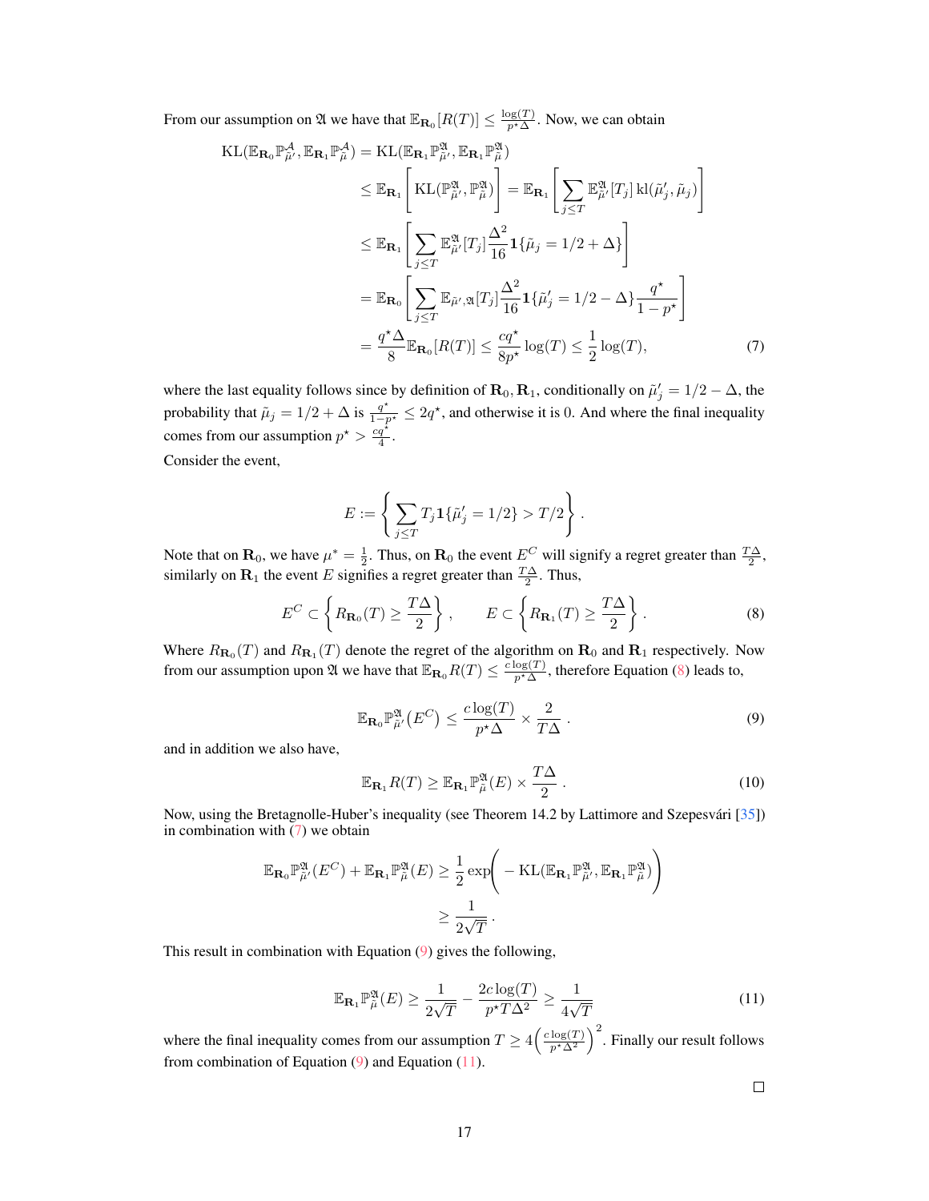From our assumption on $\mathfrak{A}$ we have that $\mathbb{E}_{\mathbf{R}_0}[R(T)] \leq \frac{\log(T)}{p^\star \Delta}$. Now, we can obtain

$$
\begin{aligned}
\mathrm{KL}(\mathbb{E}_{\mathbf{R}_0}\mathbb{P}^{\mathcal{A}}_{\tilde{\mu}'}, \mathbb{E}_{\mathbf{R}_1}\mathbb{P}^{\mathcal{A}}_{\tilde{\mu}}) &= \mathrm{KL}(\mathbb{E}_{\mathbf{R}_1}\mathbb{P}^{\mathfrak{A}}_{\tilde{\mu}'}, \mathbb{E}_{\mathbf{R}_1}\mathbb{P}^{\mathfrak{A}}_{\tilde{\mu}}) \\
&\leq \mathbb{E}_{\mathbf{R}_1}\left[\mathrm{KL}(\mathbb{P}^{\mathfrak{A}}_{\tilde{\mu}'}, \mathbb{P}^{\mathfrak{A}}_{\tilde{\mu}})\right] = \mathbb{E}_{\mathbf{R}_1}\left[\sum_{j \leq T} \mathbb{E}^{\mathfrak{A}}_{\tilde{\mu}'}[T_j]\, \mathrm{kl}(\tilde{\mu}'_j, \tilde{\mu}_j)\right] \\
&\leq \mathbb{E}_{\mathbf{R}_1}\left[\sum_{j \leq T} \mathbb{E}^{\mathfrak{A}}_{\tilde{\mu}'}[T_j] \frac{\Delta^2}{16} \mathbf{1}\{\tilde{\mu}_j = 1/2 + \Delta\}\right] \\
&= \mathbb{E}_{\mathbf{R}_0}\left[\sum_{j \leq T} \mathbb{E}_{\tilde{\mu}', \mathfrak{a}}[T_j] \frac{\Delta^2}{16} \mathbf{1}\{\tilde{\mu}'_j = 1/2 - \Delta\} \frac{q^\star}{1 - p^\star}\right] \\
&= \frac{q^\star \Delta}{8} \mathbb{E}_{\mathbf{R}_0}[R(T)] \leq \frac{c q^\star}{8 p^\star} \log(T) \leq \frac{1}{2}\log(T), \qquad (7)
\end{aligned}
$$

where the last equality follows since by definition of $\mathbf{R}_0, \mathbf{R}_1$, conditionally on $\tilde{\mu}'_j = 1/2 - \Delta$, the probability that $\tilde{\mu}_j = 1/2 + \Delta$ is $\frac{q^\star}{1-p^\star} \leq 2q^\star$, and otherwise it is 0. And where the final inequality comes from our assumption $p^\star > \frac{cq^\star}{4}$.

Consider the event,

$$
E := \left\{ \sum_{j \leq T} T_j \mathbf{1}\{\tilde{\mu}'_j = 1/2\} > T/2 \right\}.
$$

Note that on $\mathbf{R}_0$, we have $\mu^* = \frac{1}{2}$. Thus, on $\mathbf{R}_0$ the event $E^C$ will signify a regret greater than $\frac{T\Delta}{2}$, similarly on $\mathbf{R}_1$ the event $E$ signifies a regret greater than $\frac{T\Delta}{2}$. Thus,

$$
E^C \subset \left\{ R_{\mathbf{R}_0}(T) \geq \frac{T\Delta}{2} \right\}, \qquad E \subset \left\{ R_{\mathbf{R}_1}(T) \geq \frac{T\Delta}{2} \right\}. \qquad (8)
$$

Where $R_{\mathbf{R}_0}(T)$ and $R_{\mathbf{R}_1}(T)$ denote the regret of the algorithm on $\mathbf{R}_0$ and $\mathbf{R}_1$ respectively. Now from our assumption upon $\mathfrak{A}$ we have that $\mathbb{E}_{\mathbf{R}_0} R(T) \leq \frac{c \log(T)}{p^\star \Delta}$, therefore Equation (8) leads to,

$$
\mathbb{E}_{\mathbf{R}_0} \mathbb{P}^{\mathfrak{A}}_{\tilde{\mu}'}\big(E^C\big) \leq \frac{c \log(T)}{p^\star \Delta} \times \frac{2}{T\Delta}. \qquad (9)
$$

and in addition we also have,

$$
\mathbb{E}_{\mathbf{R}_1} R(T) \geq \mathbb{E}_{\mathbf{R}_1} \mathbb{P}^{\mathfrak{A}}_{\tilde{\mu}}(E) \times \frac{T\Delta}{2}. \qquad (10)
$$

Now, using the Bretagnolle-Huber's inequality (see Theorem 14.2 by Lattimore and Szepesvári [35]) in combination with (7) we obtain

$$
\begin{aligned}
\mathbb{E}_{\mathbf{R}_0} \mathbb{P}^{\mathfrak{A}}_{\tilde{\mu}'}(E^C) + \mathbb{E}_{\mathbf{R}_1} \mathbb{P}^{\mathfrak{A}}_{\tilde{\mu}}(E) &\geq \frac{1}{2} \exp\bigg( - \mathrm{KL}(\mathbb{E}_{\mathbf{R}_1}\mathbb{P}^{\mathfrak{A}}_{\tilde{\mu}'}, \mathbb{E}_{\mathbf{R}_1}\mathbb{P}^{\mathfrak{A}}_{\tilde{\mu}})\bigg) \\
&\geq \frac{1}{2\sqrt{T}}.
\end{aligned}
$$

This result in combination with Equation (9) gives the following,

$$
\mathbb{E}_{\mathbf{R}_1} \mathbb{P}^{\mathfrak{A}}_{\tilde{\mu}}(E) \geq \frac{1}{2\sqrt{T}} - \frac{2c \log(T)}{p^\star T \Delta^2} \geq \frac{1}{4\sqrt{T}} \qquad (11)
$$

where the final inequality comes from our assumption $T \geq 4\Big(\frac{c\log(T)}{p^\star \Delta^2}\Big)^2$. Finally our result follows from combination of Equation (9) and Equation (11).

□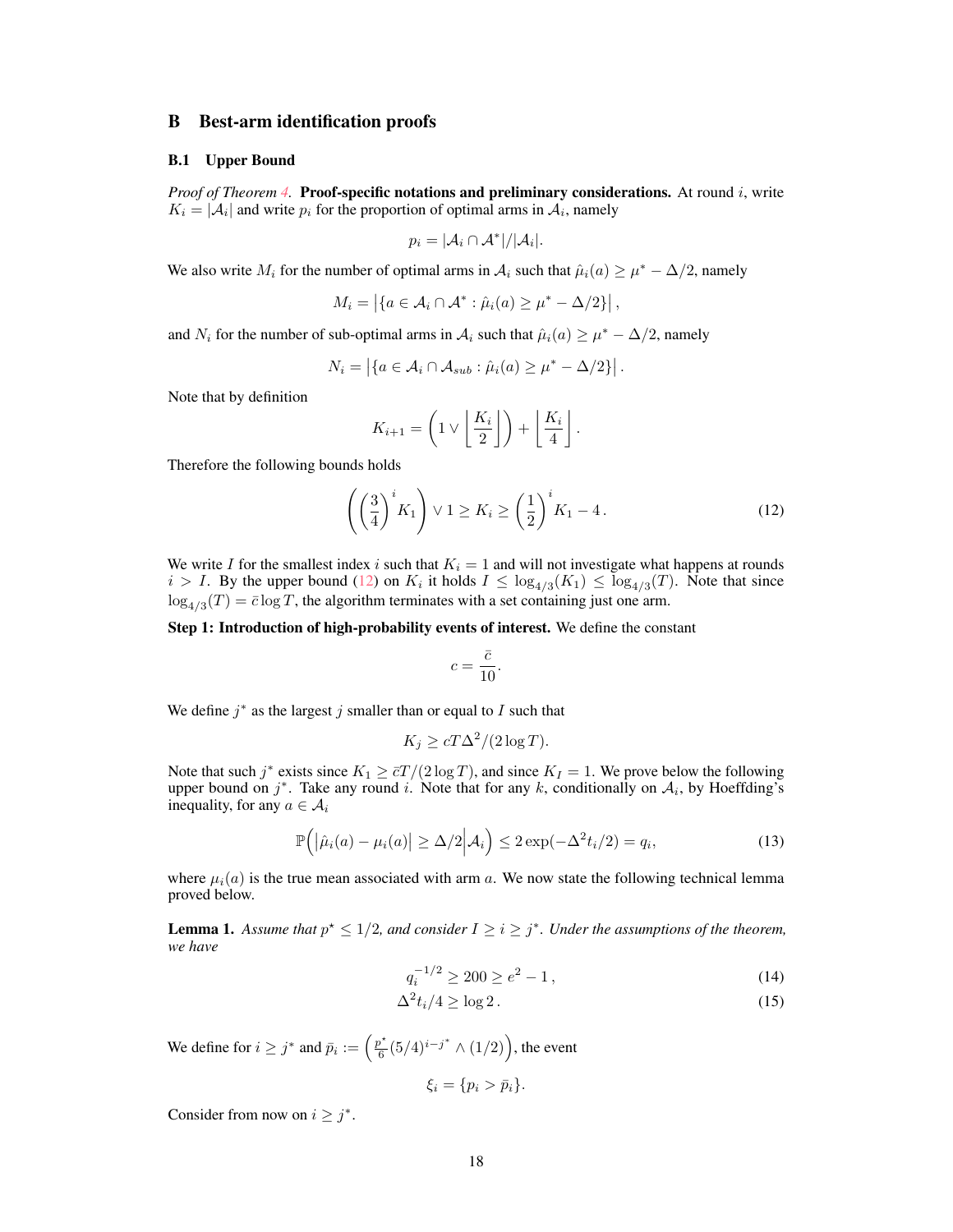# B Best-arm identification proofs

## B.1 Upper Bound

*Proof of Theorem 4.* **Proof-specific notations and preliminary considerations.** At round $i$, write $K_i = |\mathcal{A}_i|$ and write $p_i$ for the proportion of optimal arms in $\mathcal{A}_i$, namely

$$p_i = |\mathcal{A}_i \cap \mathcal{A}^*|/|\mathcal{A}_i|.$$

We also write $M_i$ for the number of optimal arms in $\mathcal{A}_i$ such that $\hat{\mu}_i(a) \geq \mu^* - \Delta/2$, namely

$$M_i = \left|\{a \in \mathcal{A}_i \cap \mathcal{A}^* : \hat{\mu}_i(a) \geq \mu^* - \Delta/2\}\right|,$$

and $N_i$ for the number of sub-optimal arms in $\mathcal{A}_i$ such that $\hat{\mu}_i(a) \geq \mu^* - \Delta/2$, namely

$$N_i = \left|\{a \in \mathcal{A}_i \cap \mathcal{A}_{sub} : \hat{\mu}_i(a) \geq \mu^* - \Delta/2\}\right|.$$

Note that by definition

$$K_{i+1} = \left(1 \vee \left\lfloor \frac{K_i}{2} \right\rfloor\right) + \left\lfloor \frac{K_i}{4} \right\rfloor.$$

Therefore the following bounds holds

$$\left(\left(\frac{3}{4}\right)^i K_1\right) \vee 1 \geq K_i \geq \left(\frac{1}{2}\right)^i K_1 - 4\,. \tag{12}$$

We write $I$ for the smallest index $i$ such that $K_i = 1$ and will not investigate what happens at rounds $i > I$. By the upper bound (12) on $K_i$ it holds $I \leq \log_{4/3}(K_1) \leq \log_{4/3}(T)$. Note that since $\log_{4/3}(T) = \bar{c}\log T$, the algorithm terminates with a set containing just one arm.

**Step 1: Introduction of high-probability events of interest.** We define the constant

$$c = \frac{\bar{c}}{10}.$$

We define $j^*$ as the largest $j$ smaller than or equal to $I$ such that

$$K_j \geq cT\Delta^2/(2\log T).$$

Note that such $j^*$ exists since $K_1 \geq \bar{c}T/(2\log T)$, and since $K_I = 1$. We prove below the following upper bound on $j^*$. Take any round $i$. Note that for any $k$, conditionally on $\mathcal{A}_i$, by Hoeffding's inequality, for any $a \in \mathcal{A}_i$

$$\mathbb{P}\Big(\big|\hat{\mu}_i(a) - \mu_i(a)\big| \geq \Delta/2 \Big| \mathcal{A}_i\Big) \leq 2\exp(-\Delta^2 t_i/2) = q_i, \tag{13}$$

where $\mu_i(a)$ is the true mean associated with arm $a$. We now state the following technical lemma proved below.

**Lemma 1.** *Assume that $p^\star \leq 1/2$, and consider $I \geq i \geq j^*$. Under the assumptions of the theorem, we have*

$$q_i^{-1/2} \geq 200 \geq e^2 - 1\,, \tag{14}$$

$$\Delta^2 t_i/4 \geq \log 2\,. \tag{15}$$

We define for $i \geq j^*$ and $\bar{p}_i := \left(\frac{p^\star}{6}(5/4)^{i-j^*} \wedge (1/2)\right)$, the event

$$\xi_i = \{p_i > \bar{p}_i\}.$$

Consider from now on $i \geq j^*$.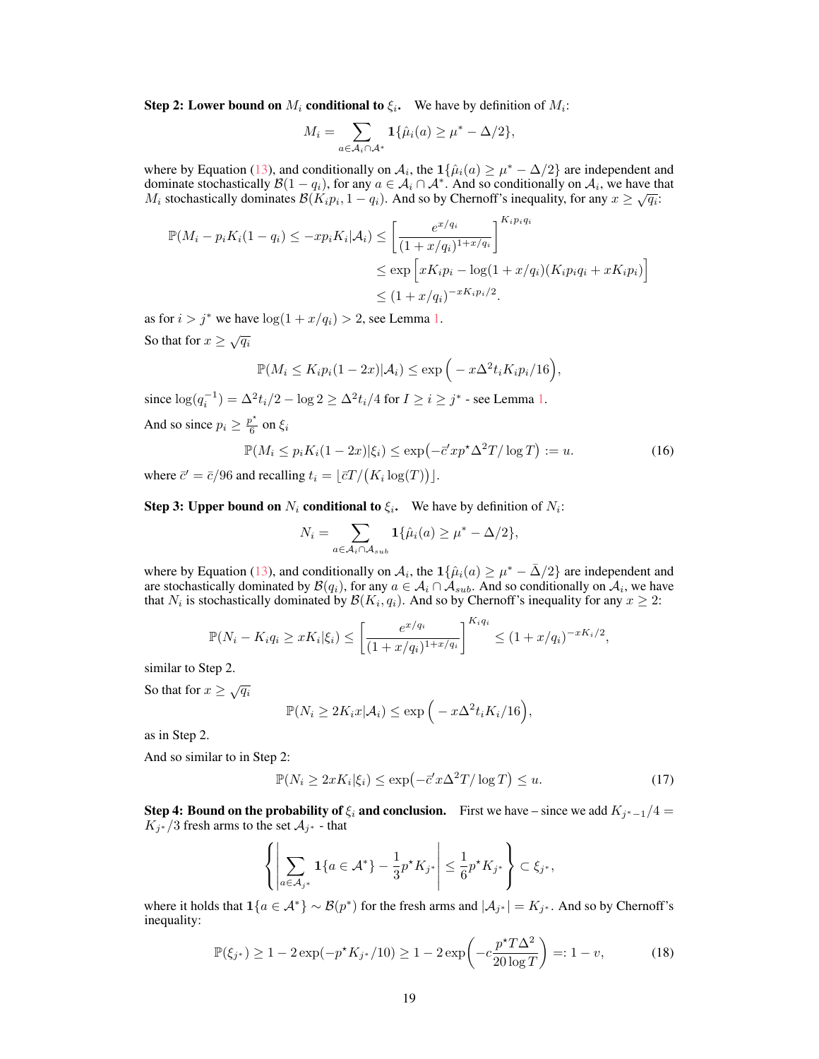**Step 2: Lower bound on $M_i$ conditional to $\xi_i$.** We have by definition of $M_i$:

$$M_i = \sum_{a \in \mathcal{A}_i \cap \mathcal{A}^*} \mathbf{1}\{\hat{\mu}_i(a) \geq \mu^* - \Delta/2\},$$

where by Equation (13), and conditionally on $\mathcal{A}_i$, the $\mathbf{1}\{\hat{\mu}_i(a) \geq \mu^* - \Delta/2\}$ are independent and dominate stochastically $\mathcal{B}(1-q_i)$, for any $a \in \mathcal{A}_i \cap \mathcal{A}^*$. And so conditionally on $\mathcal{A}_i$, we have that $M_i$ stochastically dominates $\mathcal{B}(K_i p_i, 1-q_i)$. And so by Chernoff's inequality, for any $x \geq \sqrt{q_i}$:

$$\begin{aligned}
\mathbb{P}(M_i - p_i K_i(1-q_i) \leq -x p_i K_i | \mathcal{A}_i) &\leq \left[\frac{e^{x/q_i}}{(1+x/q_i)^{1+x/q_i}}\right]^{K_i p_i q_i} \\
&\leq \exp\Big[x K_i p_i - \log(1+x/q_i)(K_i p_i q_i + x K_i p_i)\Big] \\
&\leq (1+x/q_i)^{-x K_i p_i/2}.
\end{aligned}$$

as for $i > j^*$ we have $\log(1+x/q_i) > 2$, see Lemma 1.

So that for $x \geq \sqrt{q_i}$

$$\mathbb{P}(M_i \leq K_i p_i(1-2x) | \mathcal{A}_i) \leq \exp\Big(-x\Delta^2 t_i K_i p_i/16\Big),$$

since $\log(q_i^{-1}) = \Delta^2 t_i/2 - \log 2 \geq \Delta^2 t_i/4$ for $I \geq i \geq j^*$ - see Lemma 1.

And so since $p_i \geq \frac{p^\star}{6}$ on $\xi_i$

$$\mathbb{P}(M_i \leq p_i K_i(1-2x) | \xi_i) \leq \exp\big(-\bar{c}' x p^\star \Delta^2 T/\log T\big) := u. \tag{16}$$

where $\bar{c}' = \bar{c}/96$ and recalling $t_i = \lfloor \bar{c}T/\big(K_i \log(T)\big) \rfloor$.

**Step 3: Upper bound on $N_i$ conditional to $\xi_i$.** We have by definition of $N_i$:

$$N_i = \sum_{a \in \mathcal{A}_i \cap \mathcal{A}_{sub}} \mathbf{1}\{\hat{\mu}_i(a) \geq \mu^* - \Delta/2\},$$

where by Equation (13), and conditionally on $\mathcal{A}_i$, the $\mathbf{1}\{\hat{\mu}_i(a) \geq \mu^* - \bar{\Delta}/2\}$ are independent and are stochastically dominated by $\mathcal{B}(q_i)$, for any $a \in \mathcal{A}_i \cap \mathcal{A}_{sub}$. And so conditionally on $\mathcal{A}_i$, we have that $N_i$ is stochastically dominated by $\mathcal{B}(K_i, q_i)$. And so by Chernoff's inequality for any $x \geq 2$:

$$\mathbb{P}(N_i - K_i q_i \geq x K_i | \xi_i) \leq \left[\frac{e^{x/q_i}}{(1+x/q_i)^{1+x/q_i}}\right]^{K_i q_i} \leq (1+x/q_i)^{-x K_i/2},$$

similar to Step 2.

So that for $x \geq \sqrt{q_i}$

$$\mathbb{P}(N_i \geq 2K_i x | \mathcal{A}_i) \leq \exp\Big(-x\Delta^2 t_i K_i/16\Big),$$

as in Step 2.

And so similar to in Step 2:

$$\mathbb{P}(N_i \geq 2x K_i | \xi_i) \leq \exp\big(-\bar{c}' x \Delta^2 T/\log T\big) \leq u. \tag{17}$$

**Step 4: Bound on the probability of $\xi_i$ and conclusion.** First we have – since we add $K_{j^*-1}/4 = K_{j^*}/3$ fresh arms to the set $\mathcal{A}_{j^*}$ - that

$$\left\{\left|\sum_{a \in \mathcal{A}_{j^*}} \mathbf{1}\{a \in \mathcal{A}^*\} - \frac{1}{3}p^\star K_{j^*}\right| \leq \frac{1}{6}p^\star K_{j^*}\right\} \subset \xi_{j^*},$$

where it holds that $\mathbf{1}\{a \in \mathcal{A}^*\} \sim \mathcal{B}(p^*)$ for the fresh arms and $|\mathcal{A}_{j^*}| = K_{j^*}$. And so by Chernoff's inequality:

$$\mathbb{P}(\xi_{j^*}) \geq 1 - 2\exp(-p^\star K_{j^*}/10) \geq 1 - 2\exp\left(-c\frac{p^\star T \Delta^2}{20 \log T}\right) =: 1 - v, \tag{18}$$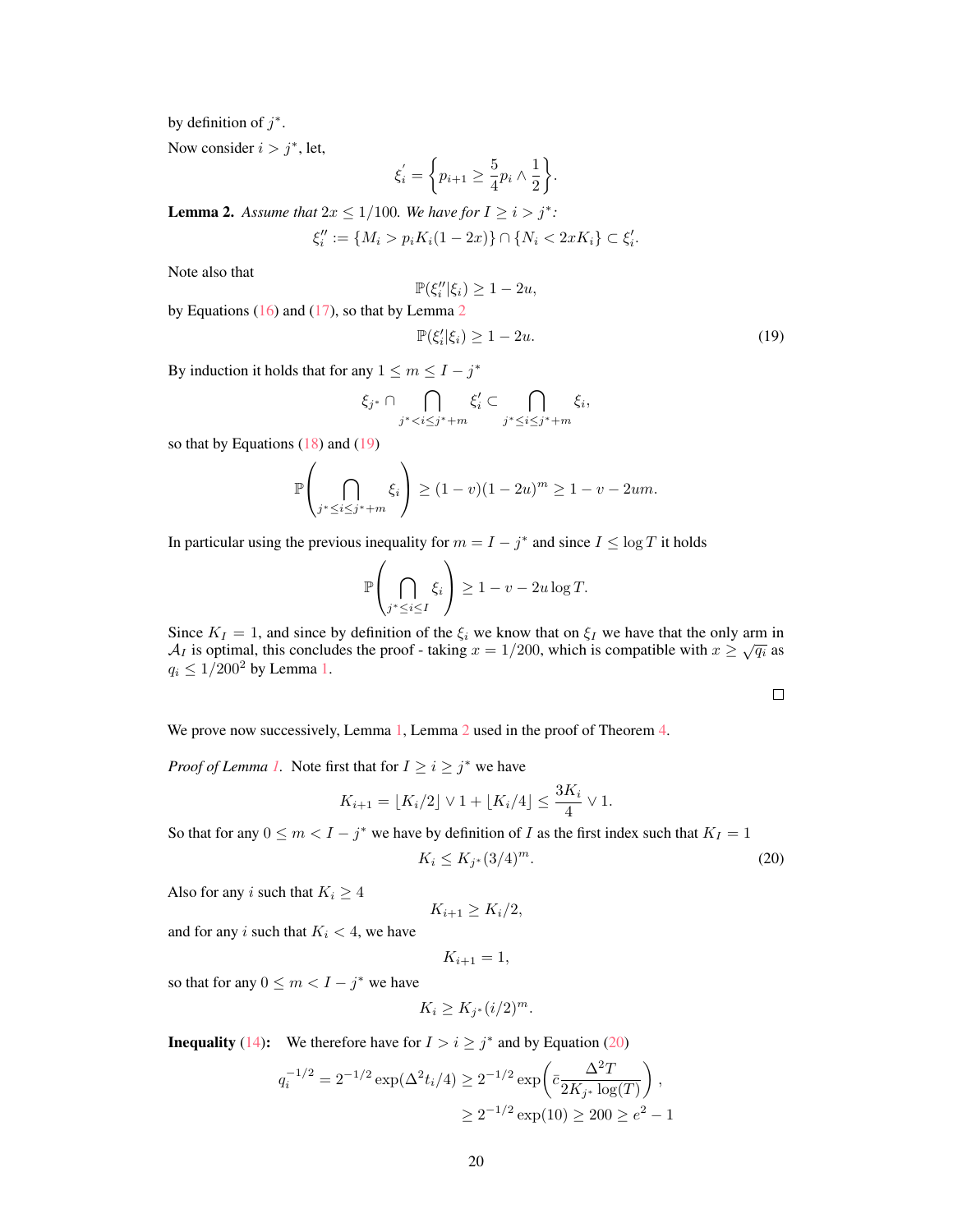by definition of $j^*$.

Now consider $i > j^*$, let,

$$\xi_i^{'} = \left\{ p_{i+1} \geq \frac{5}{4} p_i \wedge \frac{1}{2} \right\}.$$

**Lemma 2.** *Assume that $2x \leq 1/100$. We have for $I \geq i > j^*$:*

$$\xi_i'' := \{M_i > p_i K_i (1 - 2x)\} \cap \{N_i < 2x K_i\} \subset \xi_i'.$$

Note also that

$$\mathbb{P}(\xi_i'' | \xi_i) \geq 1 - 2u,$$

by Equations (16) and (17), so that by Lemma 2

$$\mathbb{P}(\xi_i' | \xi_i) \geq 1 - 2u. \tag{19}$$

By induction it holds that for any $1 \leq m \leq I - j^*$

$$\xi_{j^*} \cap \bigcap_{j^* < i \leq j^* + m} \xi_i' \subset \bigcap_{j^* \leq i \leq j^* + m} \xi_i,$$

so that by Equations (18) and (19)

$$\mathbb{P}\left( \bigcap_{j^* \leq i \leq j^* + m} \xi_i \right) \geq (1 - v)(1 - 2u)^m \geq 1 - v - 2um.$$

In particular using the previous inequality for $m = I - j^*$ and since $I \leq \log T$ it holds

$$\mathbb{P}\left( \bigcap_{j^* \leq i \leq I} \xi_i \right) \geq 1 - v - 2u \log T.$$

Since $K_I = 1$, and since by definition of the $\xi_i$ we know that on $\xi_I$ we have that the only arm in $\mathcal{A}_I$ is optimal, this concludes the proof - taking $x = 1/200$, which is compatible with $x \geq \sqrt{q_i}$ as $q_i \leq 1/200^2$ by Lemma 1.

□

We prove now successively, Lemma 1, Lemma 2 used in the proof of Theorem 4.

*Proof of Lemma 1.* Note first that for $I \geq i \geq j^*$ we have

$$K_{i+1} = \lfloor K_i/2 \rfloor \vee 1 + \lfloor K_i/4 \rfloor \leq \frac{3K_i}{4} \vee 1.$$

So that for any $0 \leq m < I - j^*$ we have by definition of $I$ as the first index such that $K_I = 1$

$$K_i \leq K_{j^*} (3/4)^m. \tag{20}$$

Also for any $i$ such that $K_i \geq 4$

$$K_{i+1} \geq K_i/2,$$

and for any $i$ such that $K_i < 4$, we have

$$K_{i+1} = 1,$$

so that for any $0 \leq m < I - j^*$ we have

$$K_i \geq K_{j^*} (i/2)^m.$$

**Inequality (14):** We therefore have for $I > i \geq j^*$ and by Equation (20)

$$q_i^{-1/2} = 2^{-1/2} \exp(\Delta^2 t_i / 4) \geq 2^{-1/2} \exp\left( \bar{c} \frac{\Delta^2 T}{2K_{j^*} \log(T)} \right),$$
$$\geq 2^{-1/2} \exp(10) \geq 200 \geq e^2 - 1$$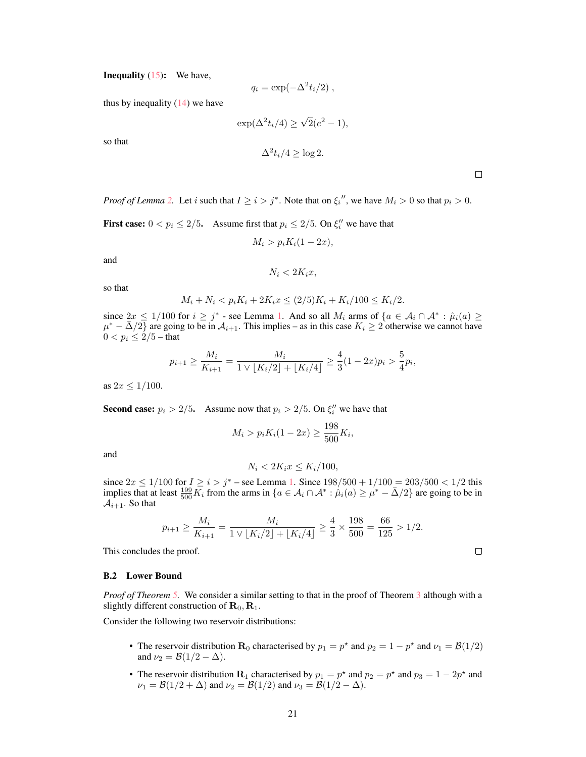**Inequality (15):** We have,

$$q_i = \exp(-\Delta^2 t_i/2)\ ,$$

thus by inequality (14) we have

$$\exp(\Delta^2 t_i/4) \geq \sqrt{2}(e^2 - 1),$$

so that

$$\Delta^2 t_i/4 \geq \log 2.$$

□

*Proof of Lemma 2.* Let $i$ such that $I \geq i > j^*$. Note that on ${\xi_i}''$, we have $M_i > 0$ so that $p_i > 0$.

**First case:** $0 < p_i \leq 2/5$. Assume first that $p_i \leq 2/5$. On $\xi_i''$ we have that

$$M_i > p_i K_i(1 - 2x),$$

and

$$N_i < 2K_i x,$$

so that

$$M_i + N_i < p_i K_i + 2K_i x \leq (2/5)K_i + K_i/100 \leq K_i/2.$$

since $2x \leq 1/100$ for $i \geq j^*$ - see Lemma 1. And so all $M_i$ arms of $\{a \in \mathcal{A}_i \cap \mathcal{A}^* : \hat{\mu}_i(a) \geq \mu^* - \bar{\Delta}/2\}$ are going to be in $\mathcal{A}_{i+1}$. This implies – as in this case $K_i \geq 2$ otherwise we cannot have $0 < p_i \leq 2/5$ – that

$$p_{i+1} \geq \frac{M_i}{K_{i+1}} = \frac{M_i}{1 \vee \lfloor K_i/2 \rfloor + \lfloor K_i/4 \rfloor} \geq \frac{4}{3}(1 - 2x)p_i > \frac{5}{4}p_i,$$

as $2x \leq 1/100$.

**Second case:** $p_i > 2/5$. Assume now that $p_i > 2/5$. On $\xi_i''$ we have that

$$M_i > p_i K_i(1 - 2x) \geq \frac{198}{500}K_i,$$

and

$$N_i < 2K_i x \leq K_i/100,$$

since $2x \leq 1/100$ for $I \geq i > j^*$ – see Lemma 1. Since $198/500 + 1/100 = 203/500 < 1/2$ this implies that at least $\frac{199}{500}K_i$ from the arms in $\{a \in \mathcal{A}_i \cap \mathcal{A}^* : \hat{\mu}_i(a) \geq \mu^* - \bar{\Delta}/2\}$ are going to be in $\mathcal{A}_{i+1}$. So that

$$p_{i+1} \geq \frac{M_i}{K_{i+1}} = \frac{M_i}{1 \vee \lfloor K_i/2 \rfloor + \lfloor K_i/4 \rfloor} \geq \frac{4}{3} \times \frac{198}{500} = \frac{66}{125} > 1/2.$$

This concludes the proof. □

### B.2 Lower Bound

*Proof of Theorem 5.* We consider a similar setting to that in the proof of Theorem 3 although with a slightly different construction of $\mathbf{R}_0, \mathbf{R}_1$.

Consider the following two reservoir distributions:

- The reservoir distribution $\mathbf{R}_0$ characterised by $p_1 = p^\star$ and $p_2 = 1 - p^\star$ and $\nu_1 = \mathcal{B}(1/2)$ and $\nu_2 = \mathcal{B}(1/2 - \Delta)$.
- The reservoir distribution $\mathbf{R}_1$ characterised by $p_1 = p^\star$ and $p_2 = p^\star$ and $p_3 = 1 - 2p^\star$ and $\nu_1 = \mathcal{B}(1/2 + \Delta)$ and $\nu_2 = \mathcal{B}(1/2)$ and $\nu_3 = \mathcal{B}(1/2 - \Delta)$.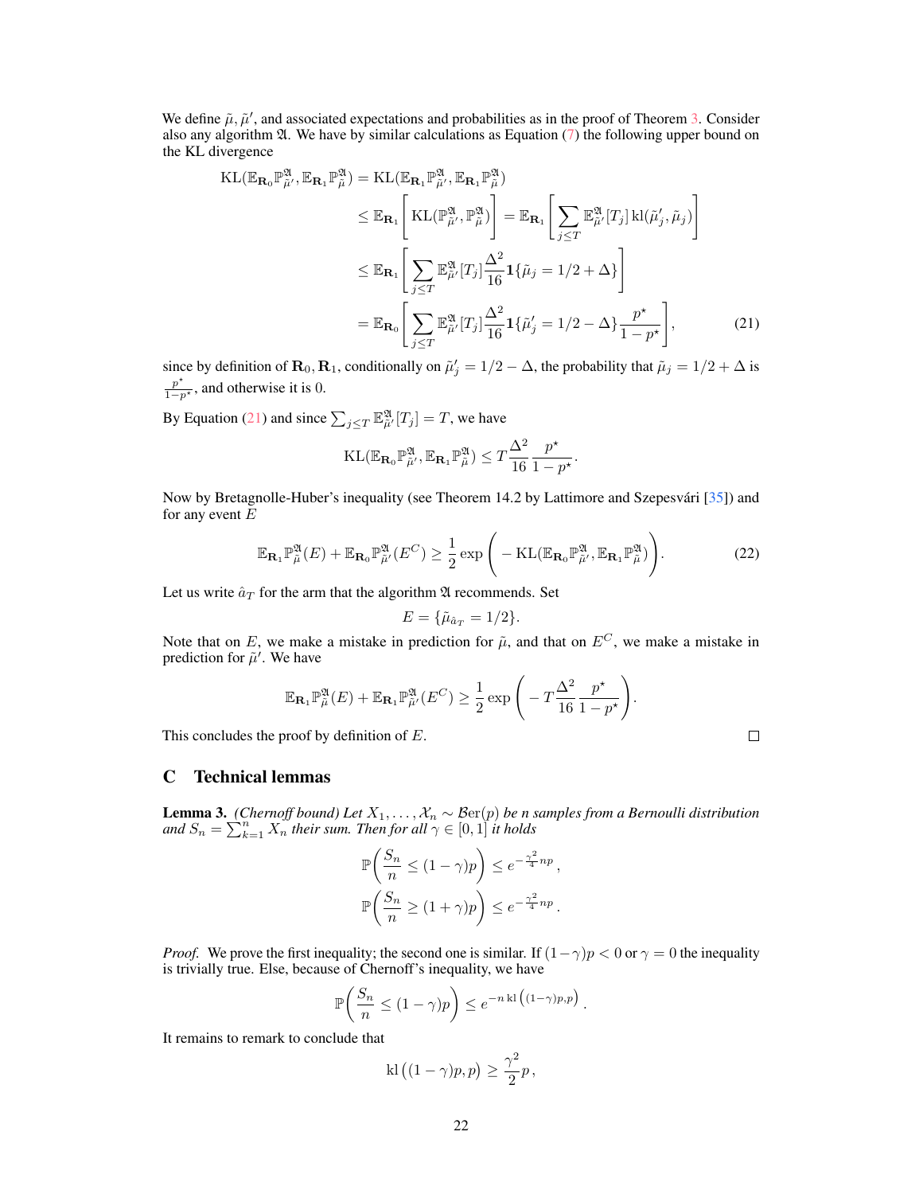We define $\tilde{\mu}, \tilde{\mu}'$, and associated expectations and probabilities as in the proof of Theorem 3. Consider also any algorithm $\mathfrak{A}$. We have by similar calculations as Equation (7) the following upper bound on the KL divergence

$$
\begin{aligned}
\mathrm{KL}(\mathbb{E}_{\mathbf{R}_0}\mathbb{P}^{\mathfrak{A}}_{\tilde{\mu}'}, \mathbb{E}_{\mathbf{R}_1}\mathbb{P}^{\mathfrak{A}}_{\tilde{\mu}}) &= \mathrm{KL}(\mathbb{E}_{\mathbf{R}_1}\mathbb{P}^{\mathfrak{A}}_{\tilde{\mu}'}, \mathbb{E}_{\mathbf{R}_1}\mathbb{P}^{\mathfrak{A}}_{\tilde{\mu}}) \\
&\leq \mathbb{E}_{\mathbf{R}_1}\left[\mathrm{KL}(\mathbb{P}^{\mathfrak{A}}_{\tilde{\mu}'}, \mathbb{P}^{\mathfrak{A}}_{\tilde{\mu}})\right] = \mathbb{E}_{\mathbf{R}_1}\left[\sum_{j\leq T}\mathbb{E}^{\mathfrak{A}}_{\tilde{\mu}'}[T_j]\,\mathrm{kl}(\tilde{\mu}'_j, \tilde{\mu}_j)\right] \\
&\leq \mathbb{E}_{\mathbf{R}_1}\left[\sum_{j\leq T}\mathbb{E}^{\mathfrak{A}}_{\tilde{\mu}'}[T_j]\frac{\Delta^2}{16}\mathbf{1}\{\tilde{\mu}_j = 1/2+\Delta\}\right] \\
&= \mathbb{E}_{\mathbf{R}_0}\left[\sum_{j\leq T}\mathbb{E}^{\mathfrak{A}}_{\tilde{\mu}'}[T_j]\frac{\Delta^2}{16}\mathbf{1}\{\tilde{\mu}'_j = 1/2-\Delta\}\frac{p^\star}{1-p^\star}\right],
\end{aligned}
\tag{21}
$$

since by definition of $\mathbf{R}_0, \mathbf{R}_1$, conditionally on $\tilde{\mu}'_j = 1/2-\Delta$, the probability that $\tilde{\mu}_j = 1/2+\Delta$ is $\frac{p^\star}{1-p^\star}$, and otherwise it is 0.

By Equation (21) and since $\sum_{j\leq T}\mathbb{E}^{\mathfrak{A}}_{\tilde{\mu}'}[T_j] = T$, we have

$$
\mathrm{KL}(\mathbb{E}_{\mathbf{R}_0}\mathbb{P}^{\mathfrak{A}}_{\tilde{\mu}'}, \mathbb{E}_{\mathbf{R}_1}\mathbb{P}^{\mathfrak{A}}_{\tilde{\mu}}) \leq T\frac{\Delta^2}{16}\frac{p^\star}{1-p^\star}.
$$

Now by Bretagnolle-Huber's inequality (see Theorem 14.2 by Lattimore and Szepesvári [35]) and for any event $E$

$$
\mathbb{E}_{\mathbf{R}_1}\mathbb{P}^{\mathfrak{A}}_{\tilde{\mu}}(E) + \mathbb{E}_{\mathbf{R}_0}\mathbb{P}^{\mathfrak{A}}_{\tilde{\mu}'}(E^C) \geq \frac{1}{2}\exp\left(-\mathrm{KL}(\mathbb{E}_{\mathbf{R}_0}\mathbb{P}^{\mathfrak{A}}_{\tilde{\mu}'}, \mathbb{E}_{\mathbf{R}_1}\mathbb{P}^{\mathfrak{A}}_{\tilde{\mu}})\right).
\tag{22}
$$

Let us write $\hat{a}_T$ for the arm that the algorithm $\mathfrak{A}$ recommends. Set

$$
E = \{\tilde{\mu}_{\hat{a}_T} = 1/2\}.
$$

Note that on $E$, we make a mistake in prediction for $\tilde{\mu}$, and that on $E^C$, we make a mistake in prediction for $\tilde{\mu}'$. We have

$$
\mathbb{E}_{\mathbf{R}_1}\mathbb{P}^{\mathfrak{A}}_{\tilde{\mu}}(E) + \mathbb{E}_{\mathbf{R}_1}\mathbb{P}^{\mathfrak{A}}_{\tilde{\mu}'}(E^C) \geq \frac{1}{2}\exp\left(-T\frac{\Delta^2}{16}\frac{p^\star}{1-p^\star}\right).
$$

This concludes the proof by definition of $E$. □

## C Technical lemmas

**Lemma 3.** *(Chernoff bound) Let $X_1, \ldots, \mathcal{X}_n \sim \mathcal{B}\mathrm{er}(p)$ be $n$ samples from a Bernoulli distribution and $S_n = \sum_{k=1}^n X_n$ their sum. Then for all $\gamma \in [0,1]$ it holds*

$$
\mathbb{P}\left(\frac{S_n}{n} \leq (1-\gamma)p\right) \leq e^{-\frac{\gamma^2}{4}np},
$$

$$
\mathbb{P}\left(\frac{S_n}{n} \geq (1+\gamma)p\right) \leq e^{-\frac{\gamma^2}{4}np}.
$$

*Proof.* We prove the first inequality; the second one is similar. If $(1-\gamma)p < 0$ or $\gamma = 0$ the inequality is trivially true. Else, because of Chernoff's inequality, we have

$$
\mathbb{P}\left(\frac{S_n}{n} \leq (1-\gamma)p\right) \leq e^{-n\,\mathrm{kl}\left((1-\gamma)p,\,p\right)}.
$$

It remains to remark to conclude that

$$
\mathrm{kl}\big((1-\gamma)p, p\big) \geq \frac{\gamma^2}{2}p,
$$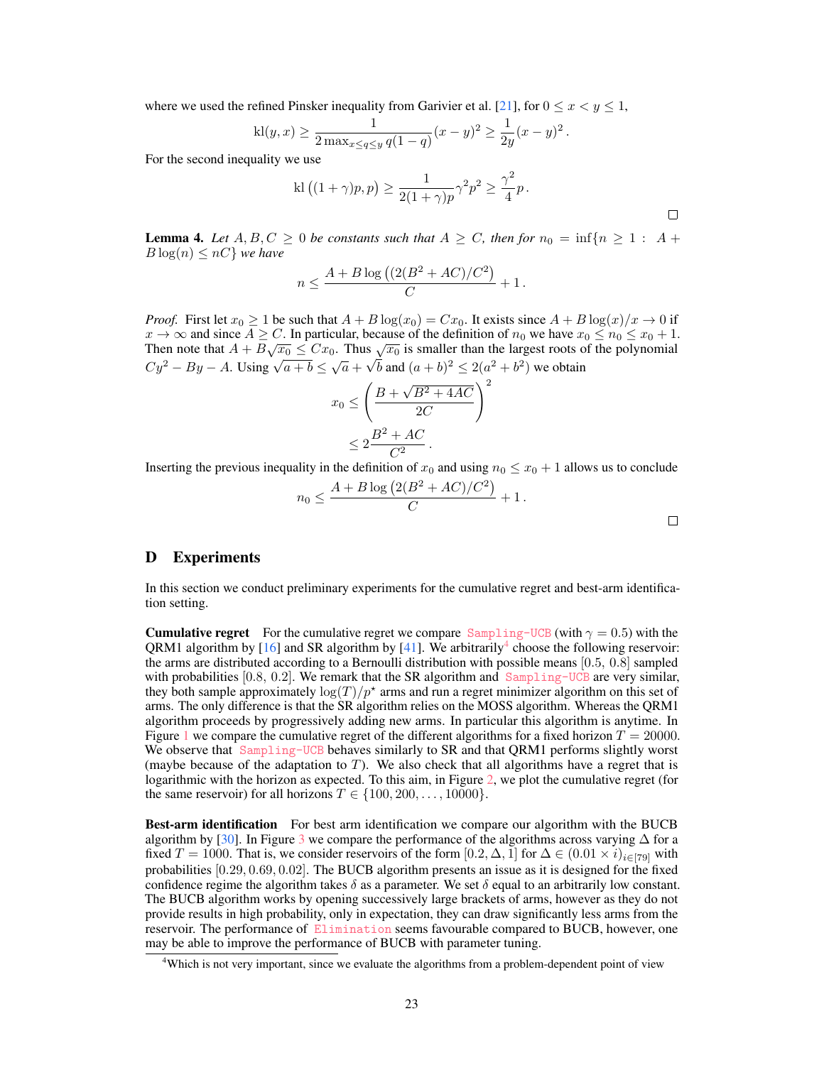where we used the refined Pinsker inequality from Garivier et al. [21], for $0 \le x < y \le 1$,

$$\mathrm{kl}(y, x) \ge \frac{1}{2 \max_{x \le q \le y} q(1-q)} (x-y)^2 \ge \frac{1}{2y}(x-y)^2 \,.$$

For the second inequality we use

$$\mathrm{kl}\left((1+\gamma)p, p\right) \ge \frac{1}{2(1+\gamma)p}\gamma^2 p^2 \ge \frac{\gamma^2}{4} p \,.$$

□

**Lemma 4.** *Let $A, B, C \ge 0$ be constants such that $A \ge C$, then for $n_0 = \inf\{n \ge 1 : A + B\log(n) \le nC\}$ we have*

$$n \le \frac{A + B \log\left((2(B^2 + AC)/C^2\right)}{C} + 1 \,.$$

*Proof.* First let $x_0 \ge 1$ be such that $A + B\log(x_0) = Cx_0$. It exists since $A + B\log(x)/x \to 0$ if $x \to \infty$ and since $A \ge C$. In particular, because of the definition of $n_0$ we have $x_0 \le n_0 \le x_0 + 1$. Then note that $A + B\sqrt{x_0} \le Cx_0$. Thus $\sqrt{x_0}$ is smaller than the largest roots of the polynomial $Cy^2 - By - A$. Using $\sqrt{a+b} \le \sqrt{a} + \sqrt{b}$ and $(a+b)^2 \le 2(a^2 + b^2)$ we obtain

$$\begin{aligned} x_0 &\le \left(\frac{B + \sqrt{B^2 + 4AC}}{2C}\right)^2 \\ &\le 2\frac{B^2 + AC}{C^2} \,. \end{aligned}$$

Inserting the previous inequality in the definition of $x_0$ and using $n_0 \le x_0 + 1$ allows us to conclude

$$n_0 \le \frac{A + B \log\left(2(B^2 + AC)/C^2\right)}{C} + 1 \,.$$

□

# D Experiments

In this section we conduct preliminary experiments for the cumulative regret and best-arm identification setting.

**Cumulative regret** For the cumulative regret we compare Sampling-UCB (with $\gamma = 0.5$) with the QRM1 algorithm by [16] and SR algorithm by [41]. We arbitrarily[4] choose the following reservoir: the arms are distributed according to a Bernoulli distribution with possible means $[0.5, 0.8]$ sampled with probabilities $[0.8, 0.2]$. We remark that the SR algorithm and Sampling-UCB are very similar, they both sample approximately $\log(T)/p^\star$ arms and run a regret minimizer algorithm on this set of arms. The only difference is that the SR algorithm relies on the MOSS algorithm. Whereas the QRM1 algorithm proceeds by progressively adding new arms. In particular this algorithm is anytime. In Figure 1 we compare the cumulative regret of the different algorithms for a fixed horizon $T = 20000$. We observe that Sampling-UCB behaves similarly to SR and that QRM1 performs slightly worst (maybe because of the adaptation to $T$). We also check that all algorithms have a regret that is logarithmic with the horizon as expected. To this aim, in Figure 2, we plot the cumulative regret (for the same reservoir) for all horizons $T \in \{100, 200, \ldots, 10000\}$.

**Best-arm identification** For best arm identification we compare our algorithm with the BUCB algorithm by [30]. In Figure 3 we compare the performance of the algorithms across varying $\Delta$ for a fixed $T = 1000$. That is, we consider reservoirs of the form $[0.2, \Delta, 1]$ for $\Delta \in (0.01 \times i)_{i \in [79]}$ with probabilities $[0.29, 0.69, 0.02]$. The BUCB algorithm presents an issue as it is designed for the fixed confidence regime the algorithm takes $\delta$ as a parameter. We set $\delta$ equal to an arbitrarily low constant. The BUCB algorithm works by opening successively large brackets of arms, however as they do not provide results in high probability, only in expectation, they can draw significantly less arms from the reservoir. The performance of Elimination seems favourable compared to BUCB, however, one may be able to improve the performance of BUCB with parameter tuning.

[4] Which is not very important, since we evaluate the algorithms from a problem-dependent point of view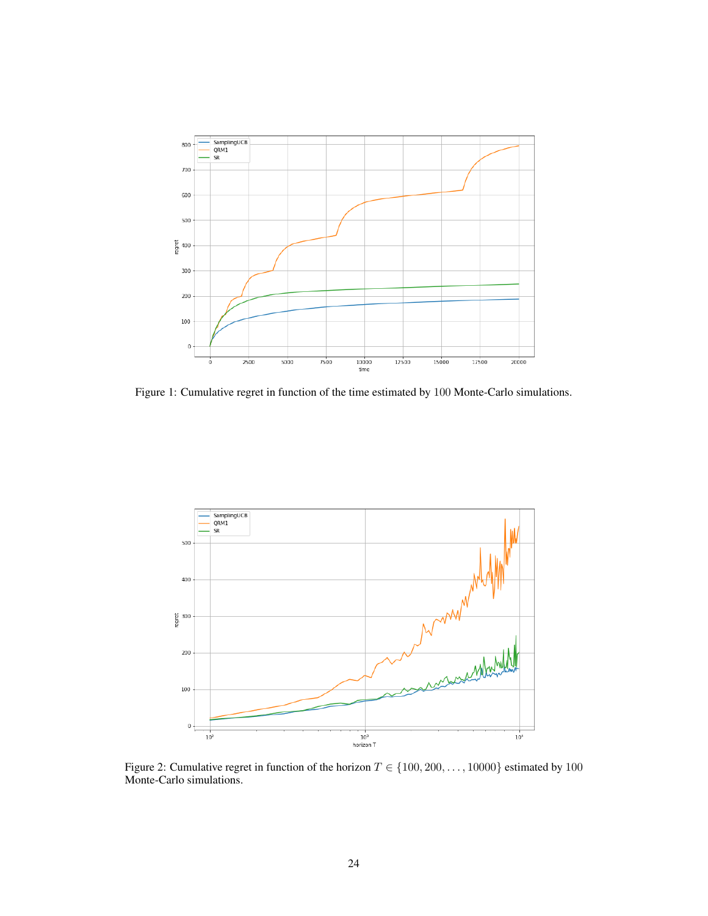Figure 1: Cumulative regret in function of the time estimated by $100$ Monte-Carlo simulations.

Figure 2: Cumulative regret in function of the horizon $T \in \{100, 200, \ldots, 10000\}$ estimated by $100$ Monte-Carlo simulations.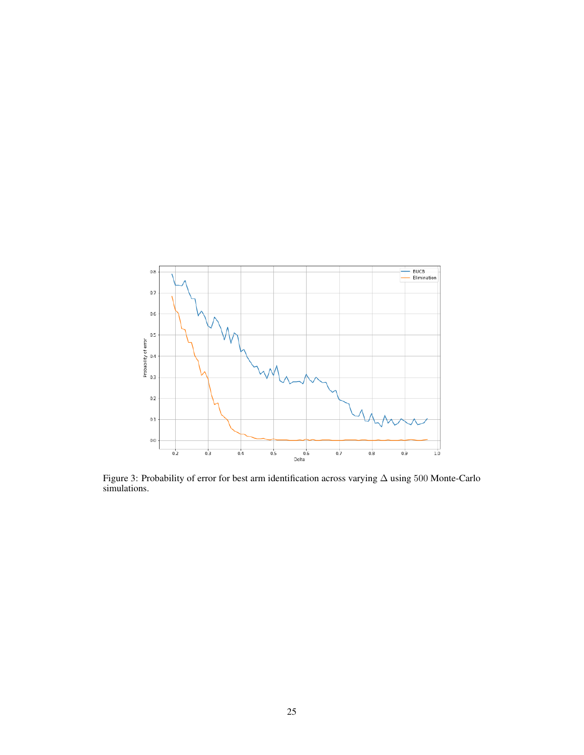BUCB
Elimination

Probability of error

0.8
0.7
0.6
0.5
0.4
0.3
0.2
0.1
0.0

0.2
0.3
0.4
0.5
0.6
0.7
0.8
0.9
1.0

Delta

Figure 3: Probability of error for best arm identification across varying $\Delta$ using $500$ Monte-Carlo simulations.